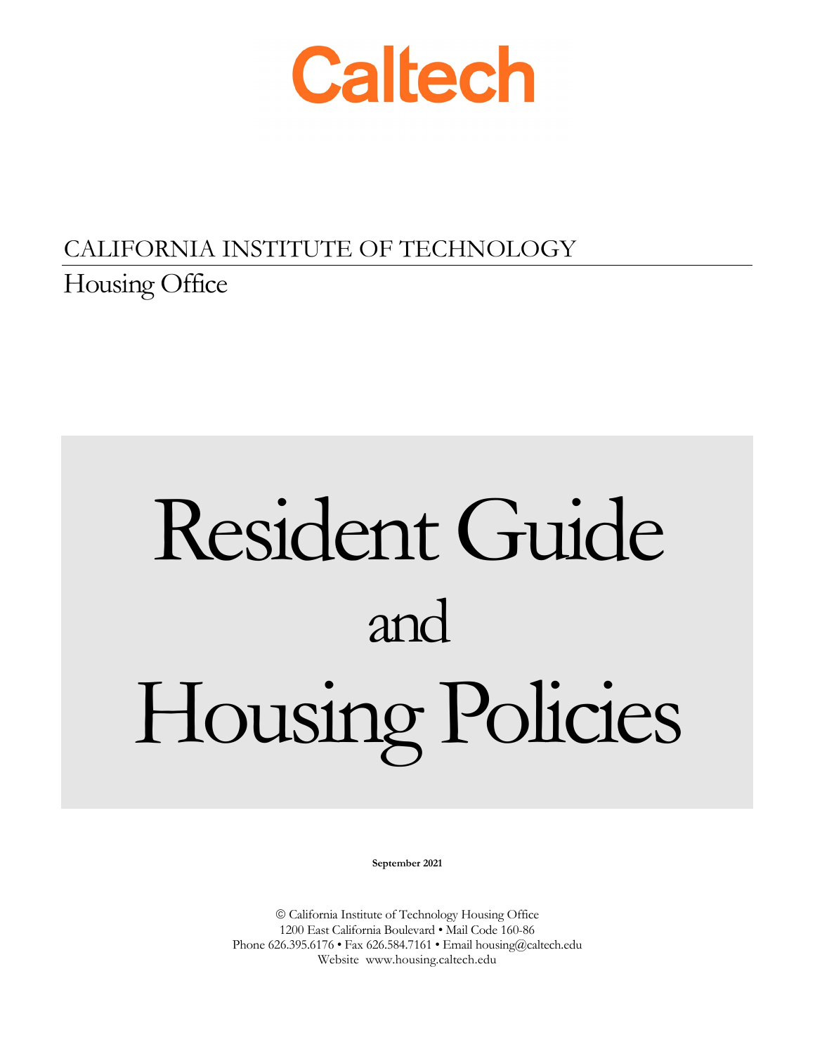# Caltech

CALIFORNIA INSTITUTE OF TECHNOLOGY

Housing Office

# Resident Guide and Housing Policies

**September 2021**

© California Institute of Technology Housing Office
1200 East California Boulevard • Mail Code 160-86
Phone 626.395.6176 • Fax 626.584.7161 • Email housing@caltech.edu
Website www.housing.caltech.edu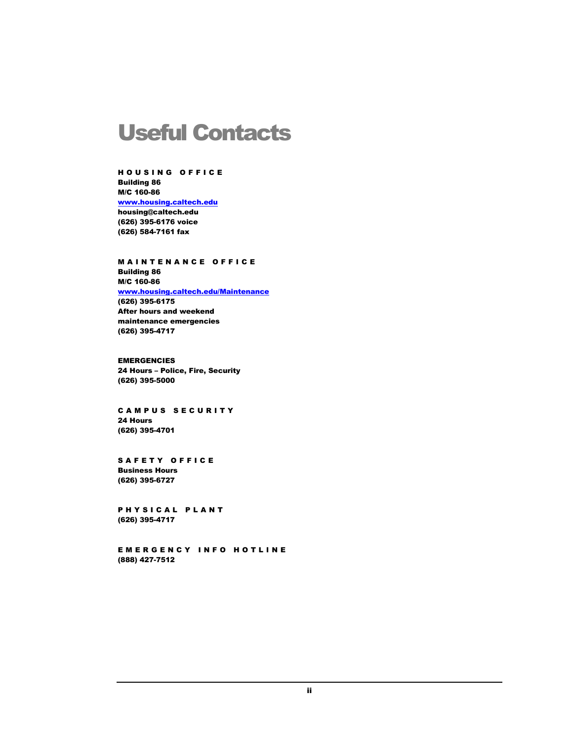# Useful Contacts

### HOUSING OFFICE

**Building 86**
**M/C 160-86**
**[www.housing.caltech.edu](http://www.housing.caltech.edu)**
**housing@caltech.edu**
**(626) 395-6176 voice**
**(626) 584-7161 fax**

### MAINTENANCE OFFICE

**Building 86**
**M/C 160-86**
**[www.housing.caltech.edu/Maintenance](http://www.housing.caltech.edu/Maintenance)**
**(626) 395-6175**
**After hours and weekend maintenance emergencies**
**(626) 395-4717**

**EMERGENCIES**
**24 Hours – Police, Fire, Security**
**(626) 395-5000**

### CAMPUS SECURITY

**24 Hours**
**(626) 395-4701**

### SAFETY OFFICE

**Business Hours**
**(626) 395-6727**

### PHYSICAL PLANT

**(626) 395-4717**

### EMERGENCY INFO HOTLINE

**(888) 427-7512**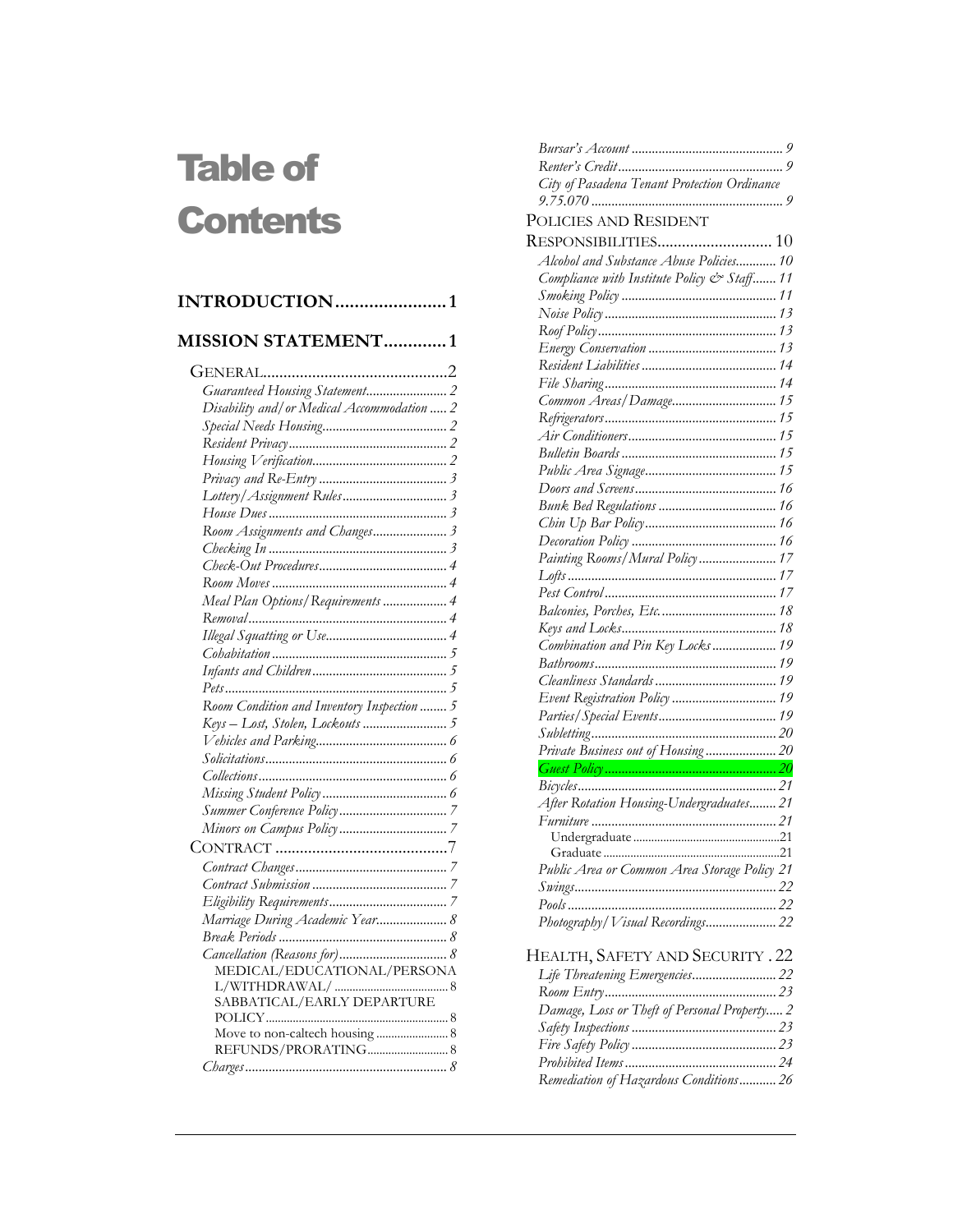# Table of Contents

**INTRODUCTION....................... 1**

**MISSION STATEMENT............. 1**

GENERAL............................................. 2

- *Guaranteed Housing Statement........................ 2*
- *Disability and/or Medical Accommodation ..... 2*
- *Special Needs Housing..................................... 2*
- *Resident Privacy.............................................. 2*
- *Housing Verification........................................ 2*
- *Privacy and Re-Entry ...................................... 3*
- *Lottery/Assignment Rules............................... 3*
- *House Dues ..................................................... 3*
- *Room Assignments and Changes...................... 3*
- *Checking In ..................................................... 3*
- *Check-Out Procedures...................................... 4*
- *Room Moves .................................................... 4*
- *Meal Plan Options/Requirements ................... 4*
- *Removal........................................................... 4*
- *Illegal Squatting or Use.................................... 4*
- *Cohabitation .................................................... 5*
- *Infants and Children........................................ 5*
- *Pets.................................................................. 5*
- *Room Condition and Inventory Inspection ........ 5*
- *Keys – Lost, Stolen, Lockouts ......................... 5*
- *Vehicles and Parking....................................... 6*
- *Solicitations...................................................... 6*
- *Collections........................................................ 6*
- *Missing Student Policy..................................... 6*
- *Summer Conference Policy................................ 7*
- *Minors on Campus Policy ................................ 7*

CONTRACT .......................................... 7

- *Contract Changes............................................. 7*
- *Contract Submission ........................................ 7*
- *Eligibility Requirements.................................... 7*
- *Marriage During Academic Year..................... 8*
- *Break Periods .................................................. 8*
- *Cancellation (Reasons for)................................ 8*
  - MEDICAL/EDUCATIONAL/PERSONAL/WITHDRAWAL/ ...................................... 8
  - SABBATICAL/EARLY DEPARTURE POLICY.............................................................. 8
  - Move to non-caltech housing ........................ 8
  - REFUNDS/PRORATING........................... 8
- *Charges............................................................ 8*
- *Bursar's Account ............................................. 9*
- *Renter's Credit.................................................. 9*
- *City of Pasadena Tenant Protection Ordinance 9.75.070 ......................................................... 9*

POLICIES AND RESIDENT RESPONSIBILITIES............................ 10

- *Alcohol and Substance Abuse Policies............ 10*
- *Compliance with Institute Policy & Staff....... 11*
- *Smoking Policy .............................................. 11*
- *Noise Policy ................................................... 13*
- *Roof Policy..................................................... 13*
- *Energy Conservation ...................................... 13*
- *Resident Liabilities ........................................ 14*
- *File Sharing................................................... 14*
- *Common Areas/Damage............................... 15*
- *Refrigerators................................................... 15*
- *Air Conditioners............................................ 15*
- *Bulletin Boards .............................................. 15*
- *Public Area Signage....................................... 15*
- *Doors and Screens.......................................... 16*
- *Bunk Bed Regulations ................................... 16*
- *Chin Up Bar Policy....................................... 16*
- *Decoration Policy ........................................... 16*
- *Painting Rooms/Mural Policy ....................... 17*
- *Lofts .............................................................. 17*
- *Pest Control................................................... 17*
- *Balconies, Porches, Etc.................................. 18*
- *Keys and Locks.............................................. 18*
- *Combination and Pin Key Locks................... 19*
- *Bathrooms...................................................... 19*
- *Cleanliness Standards.................................... 19*
- *Event Registration Policy ............................... 19*
- *Parties/Special Events................................... 19*
- *Subletting....................................................... 20*
- *Private Business out of Housing..................... 20*
- *Guest Policy................................................... 20*
- *Bicycles........................................................... 21*
- *After Rotation Housing-Undergraduates........ 21*
- *Furniture ....................................................... 21*
  - Undergraduate .................................................21
  - Graduate ...........................................................21
- *Public Area or Common Area Storage Policy 21*
- *Swings............................................................ 22*
- *Pools .............................................................. 22*
- *Photography/Visual Recordings..................... 22*

HEALTH, SAFETY AND SECURITY . 22

- *Life Threatening Emergencies......................... 22*
- *Room Entry................................................... 23*
- *Damage, Loss or Theft of Personal Property..... 2*
- *Safety Inspections .......................................... 23*
- *Fire Safety Policy ........................................... 23*
- *Prohibited Items............................................. 24*
- *Remediation of Hazardous Conditions........... 26*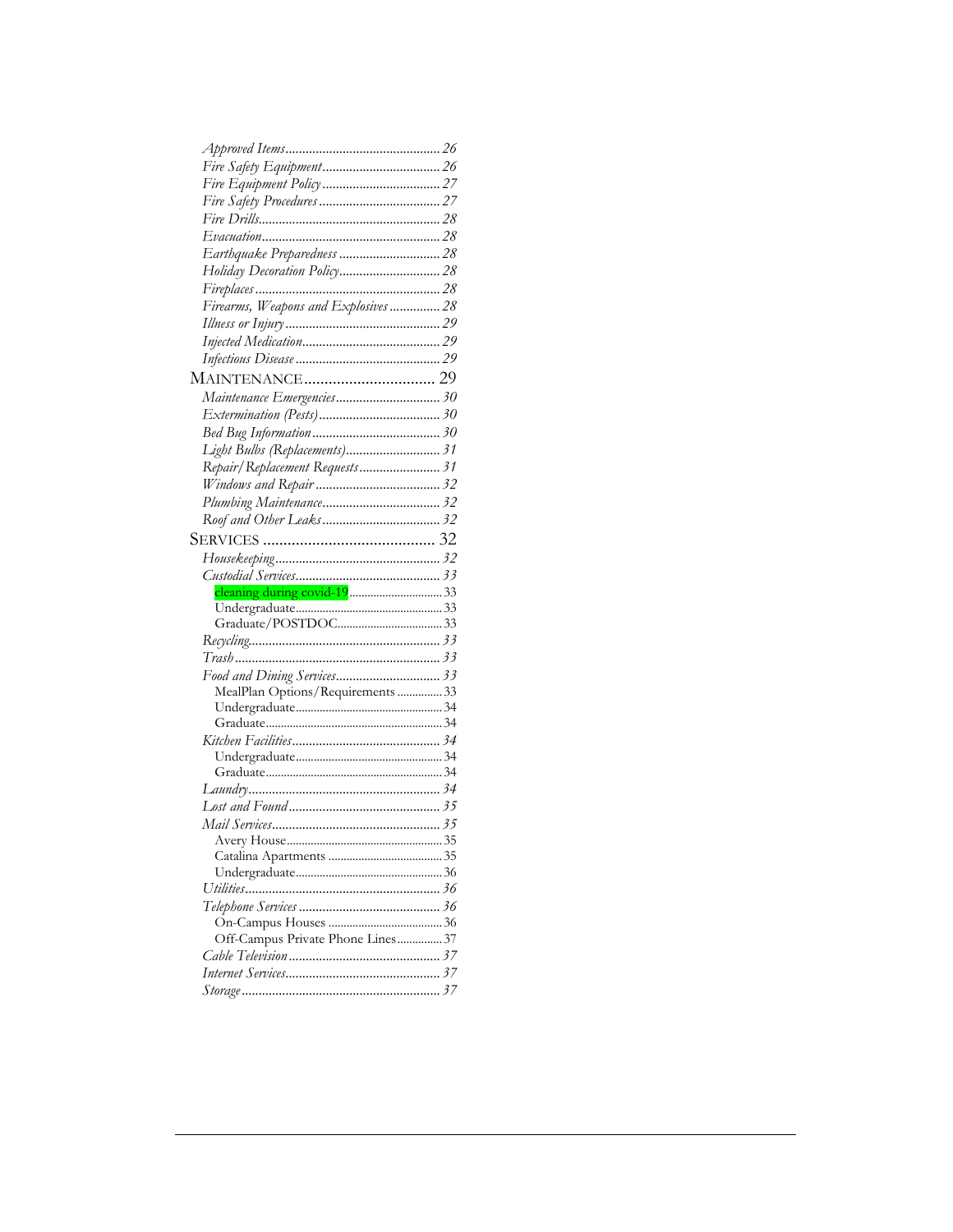*Approved Items* ........ 26
*Fire Safety Equipment* ........ 26
*Fire Equipment Policy* ........ 27
*Fire Safety Procedures* ........ 27
*Fire Drills* ........ 28
*Evacuation* ........ 28
*Earthquake Preparedness* ........ 28
*Holiday Decoration Policy* ........ 28
*Fireplaces* ........ 28
*Firearms, Weapons and Explosives* ........ 28
*Illness or Injury* ........ 29
*Injected Medication* ........ 29
*Infectious Disease* ........ 29

MAINTENANCE ........ 29

*Maintenance Emergencies* ........ 30
*Extermination (Pests)* ........ 30
*Bed Bug Information* ........ 30
*Light Bulbs (Replacements)* ........ 31
*Repair/Replacement Requests* ........ 31
*Windows and Repair* ........ 32
*Plumbing Maintenance* ........ 32
*Roof and Other Leaks* ........ 32

SERVICES ........ 32

*Housekeeping* ........ 32
*Custodial Services* ........ 33
- cleaning during covid-19 ........ 33
- Undergraduate ........ 33
- Graduate/POSTDOC ........ 33

*Recycling* ........ 33
*Trash* ........ 33
*Food and Dining Services* ........ 33
- MealPlan Options/Requirements ........ 33
- Undergraduate ........ 34
- Graduate ........ 34

*Kitchen Facilities* ........ 34
- Undergraduate ........ 34
- Graduate ........ 34

*Laundry* ........ 34
*Lost and Found* ........ 35
*Mail Services* ........ 35
- Avery House ........ 35
- Catalina Apartments ........ 35
- Undergraduate ........ 36

*Utilities* ........ 36
*Telephone Services* ........ 36
- On-Campus Houses ........ 36
- Off-Campus Private Phone Lines ........ 37

*Cable Television* ........ 37
*Internet Services* ........ 37
*Storage* ........ 37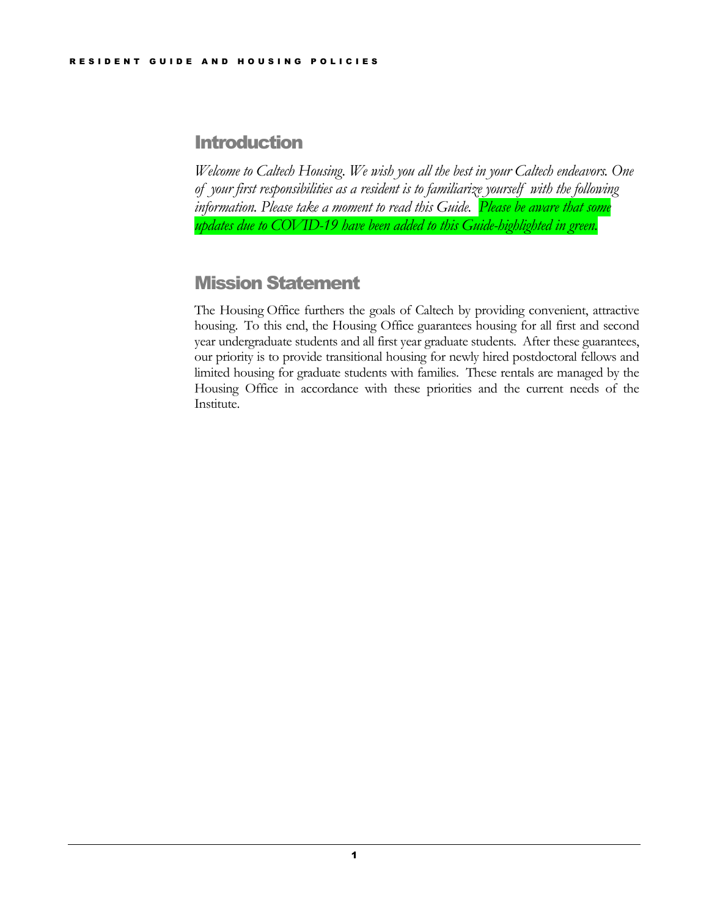## Introduction

*Welcome to Caltech Housing. We wish you all the best in your Caltech endeavors. One of your first responsibilities as a resident is to familiarize yourself with the following information. Please take a moment to read this Guide. Please be aware that some updates due to COVID-19 have been added to this Guide-highlighted in green.*

## Mission Statement

The Housing Office furthers the goals of Caltech by providing convenient, attractive housing. To this end, the Housing Office guarantees housing for all first and second year undergraduate students and all first year graduate students. After these guarantees, our priority is to provide transitional housing for newly hired postdoctoral fellows and limited housing for graduate students with families. These rentals are managed by the Housing Office in accordance with these priorities and the current needs of the Institute.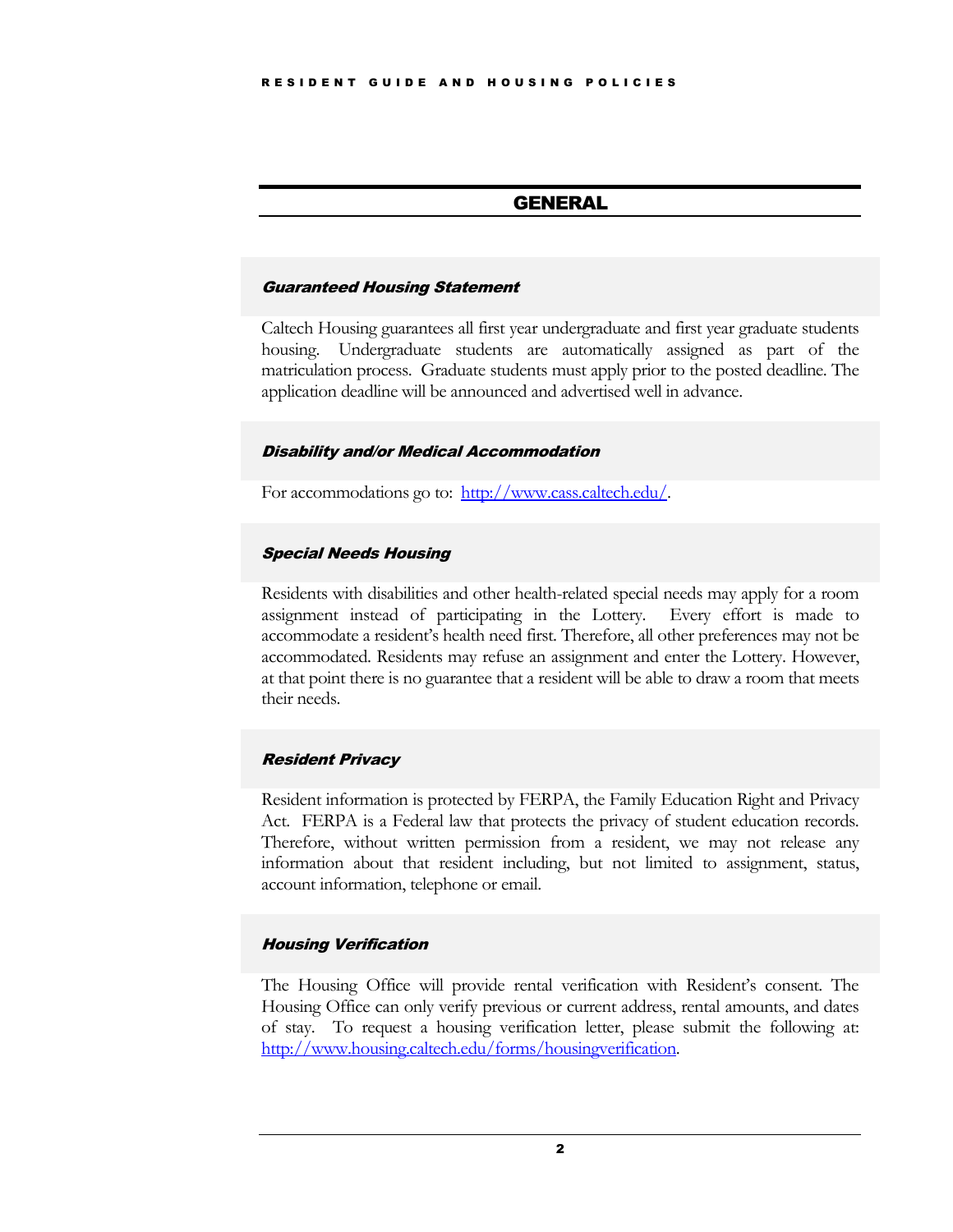# GENERAL

### *Guaranteed Housing Statement*

Caltech Housing guarantees all first year undergraduate and first year graduate students housing. Undergraduate students are automatically assigned as part of the matriculation process. Graduate students must apply prior to the posted deadline. The application deadline will be announced and advertised well in advance.

### *Disability and/or Medical Accommodation*

For accommodations go to: [http://www.cass.caltech.edu/](http://www.cass.caltech.edu/).

### *Special Needs Housing*

Residents with disabilities and other health-related special needs may apply for a room assignment instead of participating in the Lottery. Every effort is made to accommodate a resident's health need first. Therefore, all other preferences may not be accommodated. Residents may refuse an assignment and enter the Lottery. However, at that point there is no guarantee that a resident will be able to draw a room that meets their needs.

### *Resident Privacy*

Resident information is protected by FERPA, the Family Education Right and Privacy Act. FERPA is a Federal law that protects the privacy of student education records. Therefore, without written permission from a resident, we may not release any information about that resident including, but not limited to assignment, status, account information, telephone or email.

### *Housing Verification*

The Housing Office will provide rental verification with Resident's consent. The Housing Office can only verify previous or current address, rental amounts, and dates of stay. To request a housing verification letter, please submit the following at: [http://www.housing.caltech.edu/forms/housingverification](http://www.housing.caltech.edu/forms/housingverification).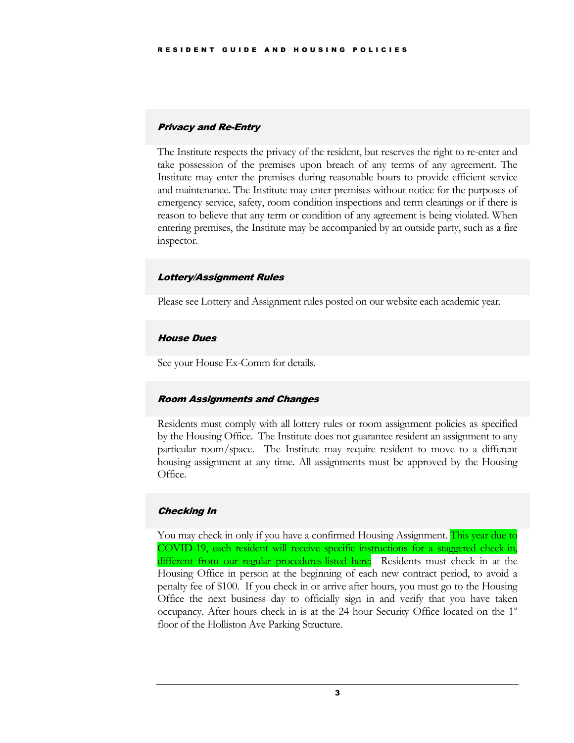### *Privacy and Re-Entry*

The Institute respects the privacy of the resident, but reserves the right to re-enter and take possession of the premises upon breach of any terms of any agreement. The Institute may enter the premises during reasonable hours to provide efficient service and maintenance. The Institute may enter premises without notice for the purposes of emergency service, safety, room condition inspections and term cleanings or if there is reason to believe that any term or condition of any agreement is being violated. When entering premises, the Institute may be accompanied by an outside party, such as a fire inspector.

### *Lottery/Assignment Rules*

Please see Lottery and Assignment rules posted on our website each academic year.

### *House Dues*

See your House Ex-Comm for details.

### *Room Assignments and Changes*

Residents must comply with all lottery rules or room assignment policies as specified by the Housing Office. The Institute does not guarantee resident an assignment to any particular room/space. The Institute may require resident to move to a different housing assignment at any time. All assignments must be approved by the Housing Office.

### *Checking In*

You may check in only if you have a confirmed Housing Assignment. This year due to COVID-19, each resident will receive specific instructions for a staggered check-in, different from our regular procedures-listed here: Residents must check in at the Housing Office in person at the beginning of each new contract period, to avoid a penalty fee of $100. If you check in or arrive after hours, you must go to the Housing Office the next business day to officially sign in and verify that you have taken occupancy. After hours check in is at the 24 hour Security Office located on the 1st floor of the Holliston Ave Parking Structure.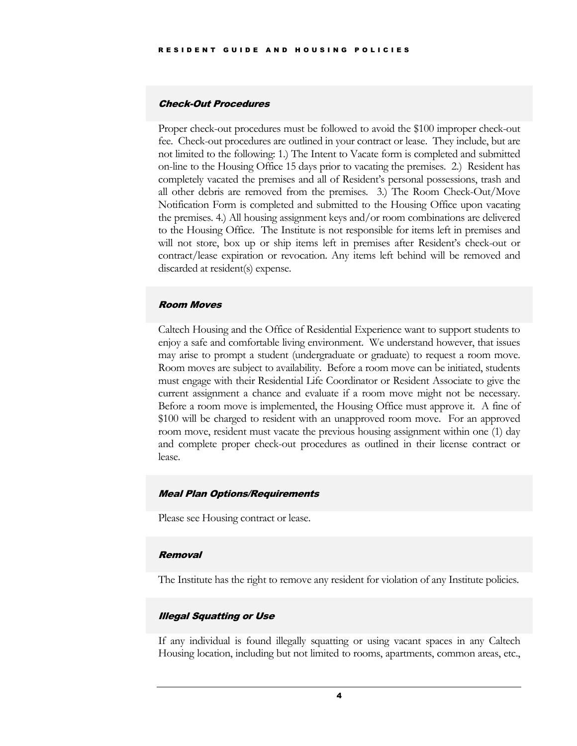### *Check-Out Procedures*

Proper check-out procedures must be followed to avoid the $100 improper check-out fee. Check-out procedures are outlined in your contract or lease. They include, but are not limited to the following: 1.) The Intent to Vacate form is completed and submitted on-line to the Housing Office 15 days prior to vacating the premises. 2.) Resident has completely vacated the premises and all of Resident's personal possessions, trash and all other debris are removed from the premises. 3.) The Room Check-Out/Move Notification Form is completed and submitted to the Housing Office upon vacating the premises. 4.) All housing assignment keys and/or room combinations are delivered to the Housing Office. The Institute is not responsible for items left in premises and will not store, box up or ship items left in premises after Resident's check-out or contract/lease expiration or revocation. Any items left behind will be removed and discarded at resident(s) expense.

### *Room Moves*

Caltech Housing and the Office of Residential Experience want to support students to enjoy a safe and comfortable living environment. We understand however, that issues may arise to prompt a student (undergraduate or graduate) to request a room move. Room moves are subject to availability. Before a room move can be initiated, students must engage with their Residential Life Coordinator or Resident Associate to give the current assignment a chance and evaluate if a room move might not be necessary. Before a room move is implemented, the Housing Office must approve it. A fine of $100 will be charged to resident with an unapproved room move. For an approved room move, resident must vacate the previous housing assignment within one (1) day and complete proper check-out procedures as outlined in their license contract or lease.

### *Meal Plan Options/Requirements*

Please see Housing contract or lease.

### *Removal*

The Institute has the right to remove any resident for violation of any Institute policies.

### *Illegal Squatting or Use*

If any individual is found illegally squatting or using vacant spaces in any Caltech Housing location, including but not limited to rooms, apartments, common areas, etc.,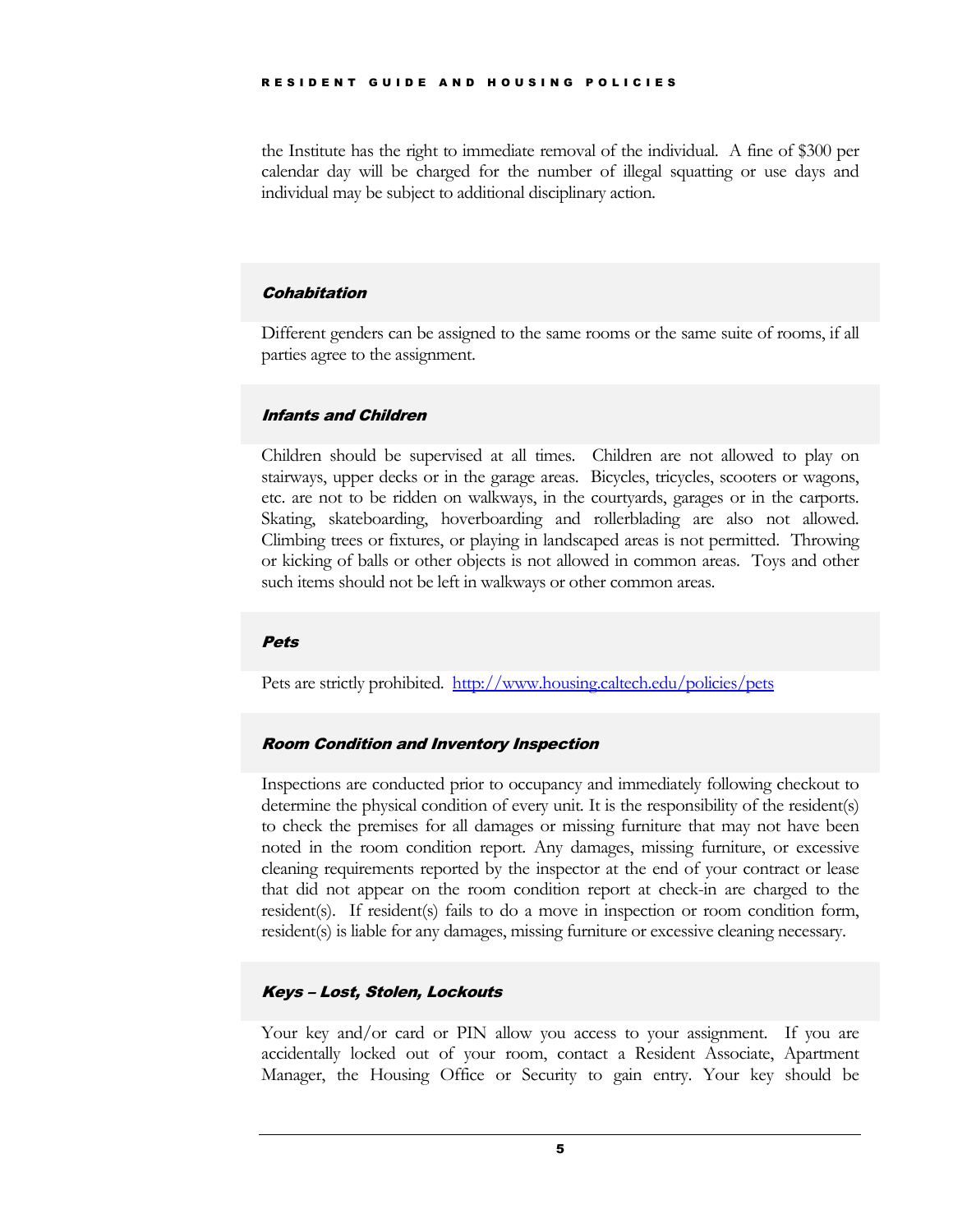the Institute has the right to immediate removal of the individual. A fine of $300 per calendar day will be charged for the number of illegal squatting or use days and individual may be subject to additional disciplinary action.

### *Cohabitation*

Different genders can be assigned to the same rooms or the same suite of rooms, if all parties agree to the assignment.

### *Infants and Children*

Children should be supervised at all times. Children are not allowed to play on stairways, upper decks or in the garage areas. Bicycles, tricycles, scooters or wagons, etc. are not to be ridden on walkways, in the courtyards, garages or in the carports. Skating, skateboarding, hoverboarding and rollerblading are also not allowed. Climbing trees or fixtures, or playing in landscaped areas is not permitted. Throwing or kicking of balls or other objects is not allowed in common areas. Toys and other such items should not be left in walkways or other common areas.

### *Pets*

Pets are strictly prohibited. [http://www.housing.caltech.edu/policies/pets](http://www.housing.caltech.edu/policies/pets)

### *Room Condition and Inventory Inspection*

Inspections are conducted prior to occupancy and immediately following checkout to determine the physical condition of every unit. It is the responsibility of the resident(s) to check the premises for all damages or missing furniture that may not have been noted in the room condition report. Any damages, missing furniture, or excessive cleaning requirements reported by the inspector at the end of your contract or lease that did not appear on the room condition report at check-in are charged to the resident(s). If resident(s) fails to do a move in inspection or room condition form, resident(s) is liable for any damages, missing furniture or excessive cleaning necessary.

### *Keys – Lost, Stolen, Lockouts*

Your key and/or card or PIN allow you access to your assignment. If you are accidentally locked out of your room, contact a Resident Associate, Apartment Manager, the Housing Office or Security to gain entry. Your key should be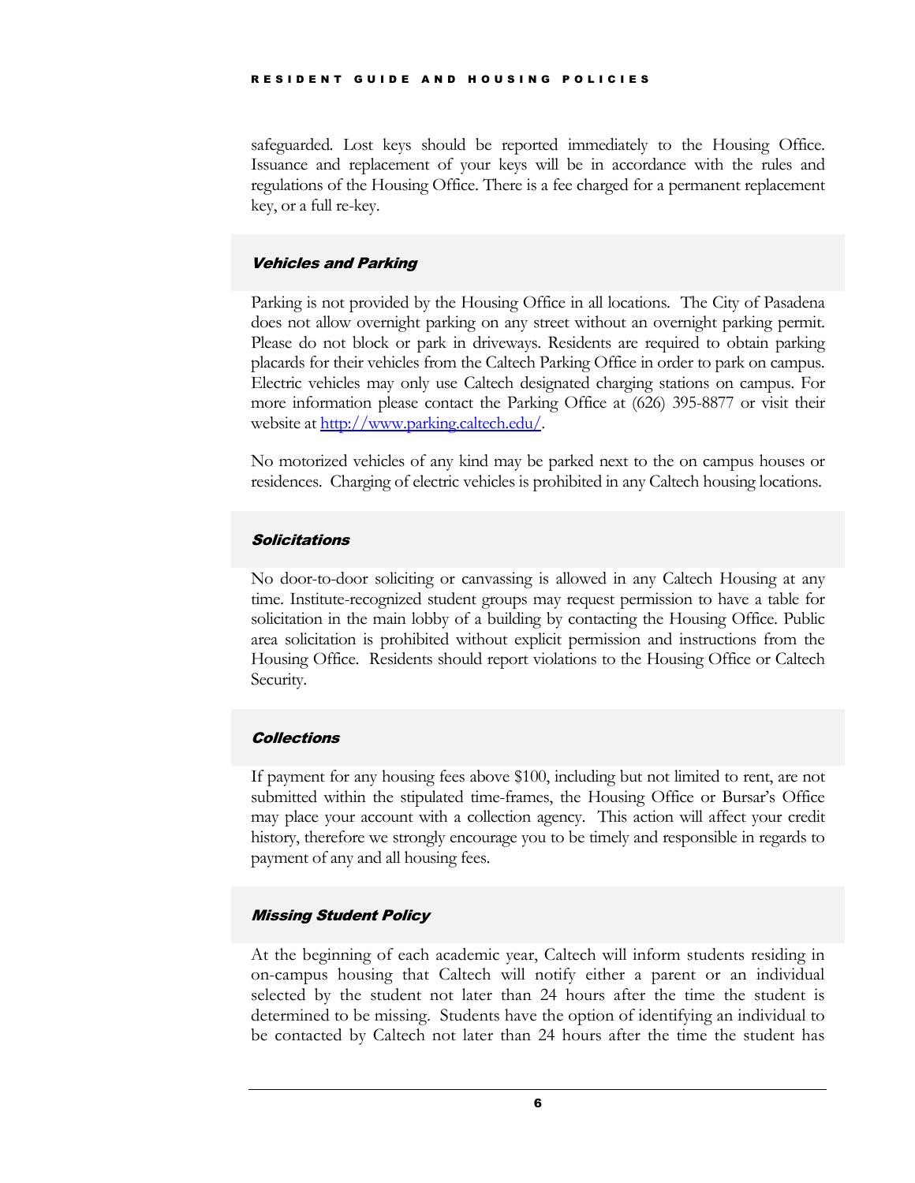safeguarded. Lost keys should be reported immediately to the Housing Office. Issuance and replacement of your keys will be in accordance with the rules and regulations of the Housing Office. There is a fee charged for a permanent replacement key, or a full re-key.

### *Vehicles and Parking*

Parking is not provided by the Housing Office in all locations. The City of Pasadena does not allow overnight parking on any street without an overnight parking permit. Please do not block or park in driveways. Residents are required to obtain parking placards for their vehicles from the Caltech Parking Office in order to park on campus. Electric vehicles may only use Caltech designated charging stations on campus. For more information please contact the Parking Office at (626) 395-8877 or visit their website at [http://www.parking.caltech.edu/](http://www.parking.caltech.edu/).

No motorized vehicles of any kind may be parked next to the on campus houses or residences. Charging of electric vehicles is prohibited in any Caltech housing locations.

### *Solicitations*

No door-to-door soliciting or canvassing is allowed in any Caltech Housing at any time. Institute-recognized student groups may request permission to have a table for solicitation in the main lobby of a building by contacting the Housing Office. Public area solicitation is prohibited without explicit permission and instructions from the Housing Office. Residents should report violations to the Housing Office or Caltech Security.

### *Collections*

If payment for any housing fees above $100, including but not limited to rent, are not submitted within the stipulated time-frames, the Housing Office or Bursar's Office may place your account with a collection agency. This action will affect your credit history, therefore we strongly encourage you to be timely and responsible in regards to payment of any and all housing fees.

### *Missing Student Policy*

At the beginning of each academic year, Caltech will inform students residing in on-campus housing that Caltech will notify either a parent or an individual selected by the student not later than 24 hours after the time the student is determined to be missing. Students have the option of identifying an individual to be contacted by Caltech not later than 24 hours after the time the student has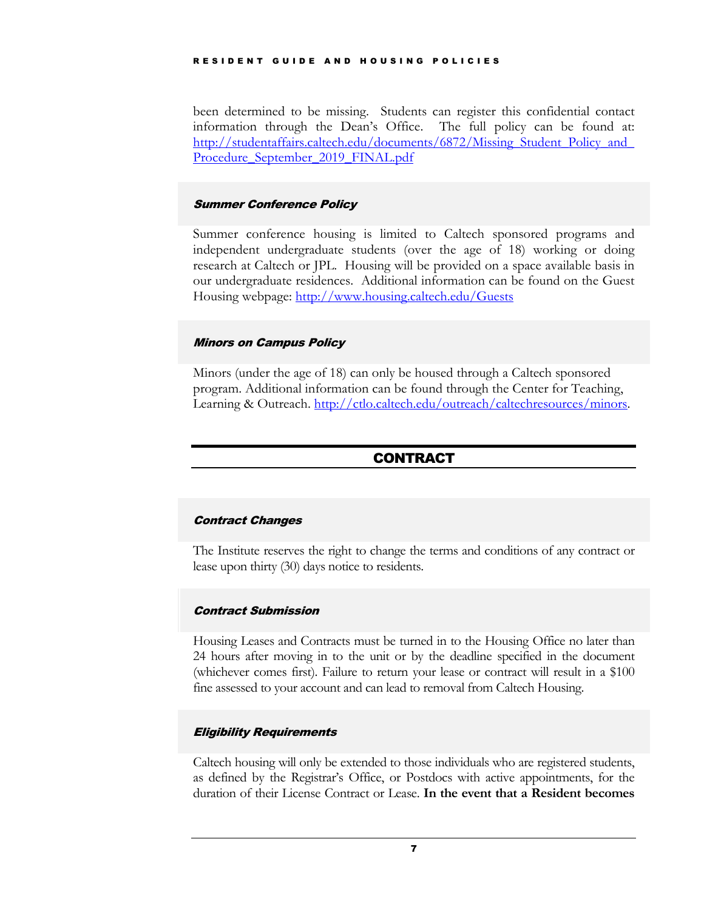been determined to be missing. Students can register this confidential contact information through the Dean's Office. The full policy can be found at: [http://studentaffairs.caltech.edu/documents/6872/Missing_Student_Policy_and_Procedure_September_2019_FINAL.pdf](http://studentaffairs.caltech.edu/documents/6872/Missing_Student_Policy_and_Procedure_September_2019_FINAL.pdf)

### *Summer Conference Policy*

Summer conference housing is limited to Caltech sponsored programs and independent undergraduate students (over the age of 18) working or doing research at Caltech or JPL. Housing will be provided on a space available basis in our undergraduate residences. Additional information can be found on the Guest Housing webpage: [http://www.housing.caltech.edu/Guests](http://www.housing.caltech.edu/Guests)

### *Minors on Campus Policy*

Minors (under the age of 18) can only be housed through a Caltech sponsored program. Additional information can be found through the Center for Teaching, Learning & Outreach. [http://ctlo.caltech.edu/outreach/caltechresources/minors](http://ctlo.caltech.edu/outreach/caltechresources/minors).

## CONTRACT

### *Contract Changes*

The Institute reserves the right to change the terms and conditions of any contract or lease upon thirty (30) days notice to residents.

### *Contract Submission*

Housing Leases and Contracts must be turned in to the Housing Office no later than 24 hours after moving in to the unit or by the deadline specified in the document (whichever comes first). Failure to return your lease or contract will result in a $100 fine assessed to your account and can lead to removal from Caltech Housing.

### *Eligibility Requirements*

Caltech housing will only be extended to those individuals who are registered students, as defined by the Registrar's Office, or Postdocs with active appointments, for the duration of their License Contract or Lease. **In the event that a Resident becomes**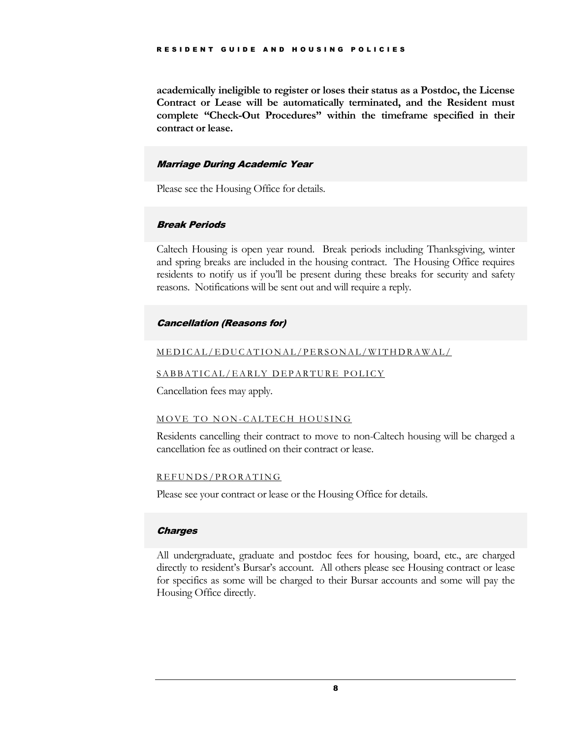**academically ineligible to register or loses their status as a Postdoc, the License Contract or Lease will be automatically terminated, and the Resident must complete "Check-Out Procedures" within the timeframe specified in their contract or lease.**

### *Marriage During Academic Year*

Please see the Housing Office for details.

### *Break Periods*

Caltech Housing is open year round. Break periods including Thanksgiving, winter and spring breaks are included in the housing contract. The Housing Office requires residents to notify us if you'll be present during these breaks for security and safety reasons. Notifications will be sent out and will require a reply.

### *Cancellation (Reasons for)*

#### MEDICAL/EDUCATIONAL/PERSONAL/WITHDRAWAL/ SABBATICAL/EARLY DEPARTURE POLICY

Cancellation fees may apply.

#### MOVE TO NON-CALTECH HOUSING

Residents cancelling their contract to move to non-Caltech housing will be charged a cancellation fee as outlined on their contract or lease.

#### REFUNDS/PRORATING

Please see your contract or lease or the Housing Office for details.

### *Charges*

All undergraduate, graduate and postdoc fees for housing, board, etc., are charged directly to resident's Bursar's account. All others please see Housing contract or lease for specifics as some will be charged to their Bursar accounts and some will pay the Housing Office directly.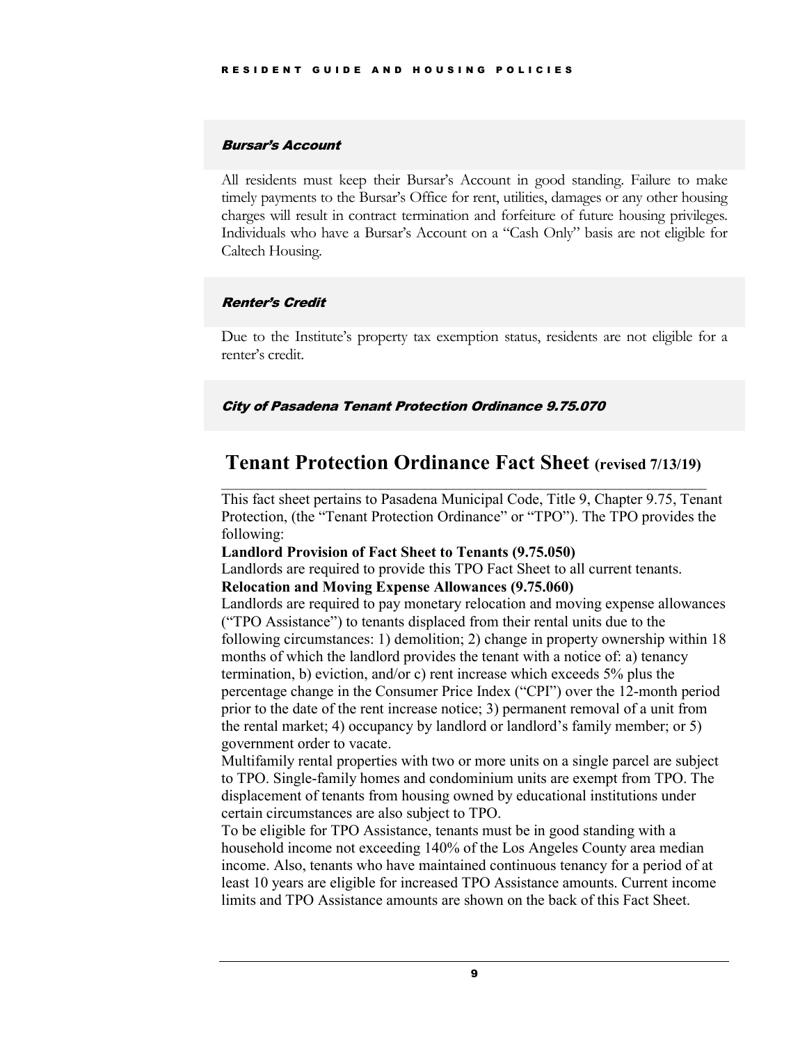### *Bursar's Account*

All residents must keep their Bursar's Account in good standing. Failure to make timely payments to the Bursar's Office for rent, utilities, damages or any other housing charges will result in contract termination and forfeiture of future housing privileges. Individuals who have a Bursar's Account on a "Cash Only" basis are not eligible for Caltech Housing.

### *Renter's Credit*

Due to the Institute's property tax exemption status, residents are not eligible for a renter's credit.

### *City of Pasadena Tenant Protection Ordinance 9.75.070*

## Tenant Protection Ordinance Fact Sheet (revised 7/13/19)

This fact sheet pertains to Pasadena Municipal Code, Title 9, Chapter 9.75, Tenant Protection, (the "Tenant Protection Ordinance" or "TPO"). The TPO provides the following:

**Landlord Provision of Fact Sheet to Tenants (9.75.050)**

Landlords are required to provide this TPO Fact Sheet to all current tenants.

**Relocation and Moving Expense Allowances (9.75.060)**

Landlords are required to pay monetary relocation and moving expense allowances ("TPO Assistance") to tenants displaced from their rental units due to the following circumstances: 1) demolition; 2) change in property ownership within 18 months of which the landlord provides the tenant with a notice of: a) tenancy termination, b) eviction, and/or c) rent increase which exceeds 5% plus the percentage change in the Consumer Price Index ("CPI") over the 12-month period prior to the date of the rent increase notice; 3) permanent removal of a unit from the rental market; 4) occupancy by landlord or landlord's family member; or 5) government order to vacate.

Multifamily rental properties with two or more units on a single parcel are subject to TPO. Single-family homes and condominium units are exempt from TPO. The displacement of tenants from housing owned by educational institutions under certain circumstances are also subject to TPO.

To be eligible for TPO Assistance, tenants must be in good standing with a household income not exceeding 140% of the Los Angeles County area median income. Also, tenants who have maintained continuous tenancy for a period of at least 10 years are eligible for increased TPO Assistance amounts. Current income limits and TPO Assistance amounts are shown on the back of this Fact Sheet.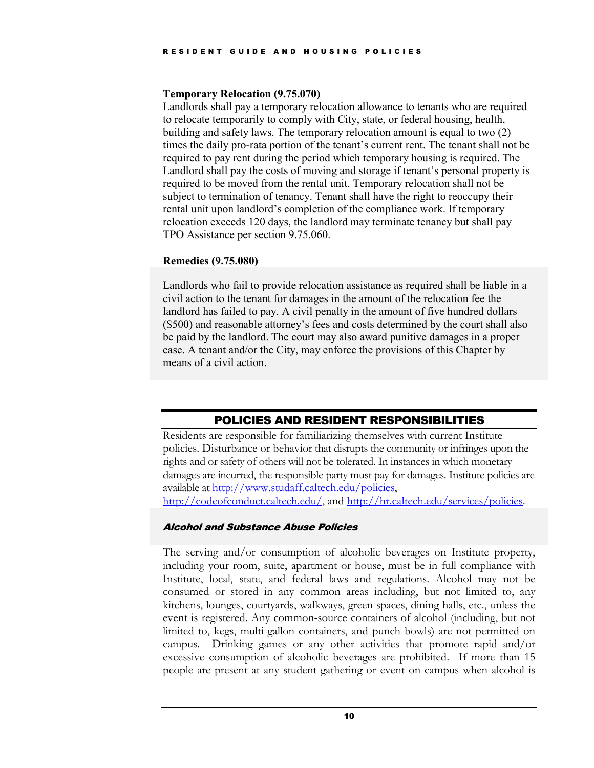**Temporary Relocation (9.75.070)**

Landlords shall pay a temporary relocation allowance to tenants who are required to relocate temporarily to comply with City, state, or federal housing, health, building and safety laws. The temporary relocation amount is equal to two (2) times the daily pro-rata portion of the tenant's current rent. The tenant shall not be required to pay rent during the period which temporary housing is required. The Landlord shall pay the costs of moving and storage if tenant's personal property is required to be moved from the rental unit. Temporary relocation shall not be subject to termination of tenancy. Tenant shall have the right to reoccupy their rental unit upon landlord's completion of the compliance work. If temporary relocation exceeds 120 days, the landlord may terminate tenancy but shall pay TPO Assistance per section 9.75.060.

**Remedies (9.75.080)**

Landlords who fail to provide relocation assistance as required shall be liable in a civil action to the tenant for damages in the amount of the relocation fee the landlord has failed to pay. A civil penalty in the amount of five hundred dollars ($500) and reasonable attorney's fees and costs determined by the court shall also be paid by the landlord. The court may also award punitive damages in a proper case. A tenant and/or the City, may enforce the provisions of this Chapter by means of a civil action.

## POLICIES AND RESIDENT RESPONSIBILITIES

Residents are responsible for familiarizing themselves with current Institute policies. Disturbance or behavior that disrupts the community or infringes upon the rights and or safety of others will not be tolerated. In instances in which monetary damages are incurred, the responsible party must pay for damages. Institute policies are available at [http://www.studaff.caltech.edu/policies](http://www.studaff.caltech.edu/policies), [http://codeofconduct.caltech.edu/](http://codeofconduct.caltech.edu/), and [http://hr.caltech.edu/services/policies](http://hr.caltech.edu/services/policies).

### *Alcohol and Substance Abuse Policies*

The serving and/or consumption of alcoholic beverages on Institute property, including your room, suite, apartment or house, must be in full compliance with Institute, local, state, and federal laws and regulations. Alcohol may not be consumed or stored in any common areas including, but not limited to, any kitchens, lounges, courtyards, walkways, green spaces, dining halls, etc., unless the event is registered. Any common-source containers of alcohol (including, but not limited to, kegs, multi-gallon containers, and punch bowls) are not permitted on campus. Drinking games or any other activities that promote rapid and/or excessive consumption of alcoholic beverages are prohibited. If more than 15 people are present at any student gathering or event on campus when alcohol is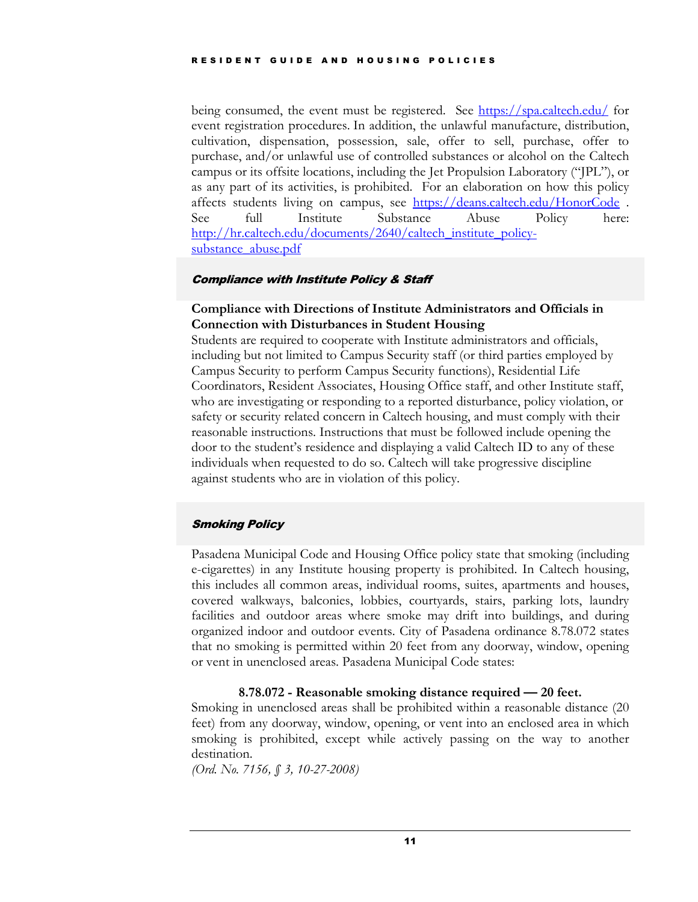being consumed, the event must be registered. See [https://spa.caltech.edu/](https://spa.caltech.edu/) for event registration procedures. In addition, the unlawful manufacture, distribution, cultivation, dispensation, possession, sale, offer to sell, purchase, offer to purchase, and/or unlawful use of controlled substances or alcohol on the Caltech campus or its offsite locations, including the Jet Propulsion Laboratory ("JPL"), or as any part of its activities, is prohibited. For an elaboration on how this policy affects students living on campus, see [https://deans.caltech.edu/HonorCode](https://deans.caltech.edu/HonorCode) . See full Institute Substance Abuse Policy here: [http://hr.caltech.edu/documents/2640/caltech_institute_policy-substance_abuse.pdf](http://hr.caltech.edu/documents/2640/caltech_institute_policy-substance_abuse.pdf)

## *Compliance with Institute Policy & Staff*

### Compliance with Directions of Institute Administrators and Officials in Connection with Disturbances in Student Housing

Students are required to cooperate with Institute administrators and officials, including but not limited to Campus Security staff (or third parties employed by Campus Security to perform Campus Security functions), Residential Life Coordinators, Resident Associates, Housing Office staff, and other Institute staff, who are investigating or responding to a reported disturbance, policy violation, or safety or security related concern in Caltech housing, and must comply with their reasonable instructions. Instructions that must be followed include opening the door to the student's residence and displaying a valid Caltech ID to any of these individuals when requested to do so. Caltech will take progressive discipline against students who are in violation of this policy.

## *Smoking Policy*

Pasadena Municipal Code and Housing Office policy state that smoking (including e-cigarettes) in any Institute housing property is prohibited. In Caltech housing, this includes all common areas, individual rooms, suites, apartments and houses, covered walkways, balconies, lobbies, courtyards, stairs, parking lots, laundry facilities and outdoor areas where smoke may drift into buildings, and during organized indoor and outdoor events. City of Pasadena ordinance 8.78.072 states that no smoking is permitted within 20 feet from any doorway, window, opening or vent in unenclosed areas. Pasadena Municipal Code states:

**8.78.072 - Reasonable smoking distance required — 20 feet.**

Smoking in unenclosed areas shall be prohibited within a reasonable distance (20 feet) from any doorway, window, opening, or vent into an enclosed area in which smoking is prohibited, except while actively passing on the way to another destination.

*(Ord. No. 7156, § 3, 10-27-2008)*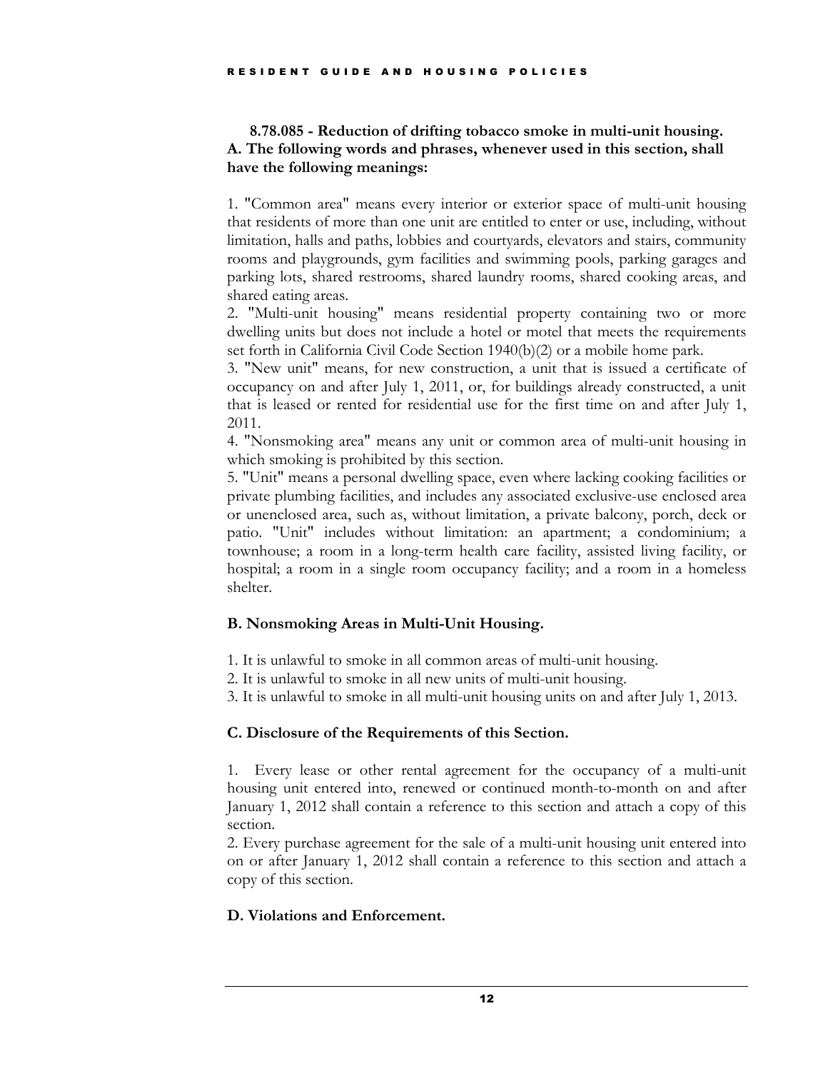**8.78.085 - Reduction of drifting tobacco smoke in multi-unit housing.**
**A. The following words and phrases, whenever used in this section, shall have the following meanings:**

1. "Common area" means every interior or exterior space of multi-unit housing that residents of more than one unit are entitled to enter or use, including, without limitation, halls and paths, lobbies and courtyards, elevators and stairs, community rooms and playgrounds, gym facilities and swimming pools, parking garages and parking lots, shared restrooms, shared laundry rooms, shared cooking areas, and shared eating areas.
2. "Multi-unit housing" means residential property containing two or more dwelling units but does not include a hotel or motel that meets the requirements set forth in California Civil Code Section 1940(b)(2) or a mobile home park.
3. "New unit" means, for new construction, a unit that is issued a certificate of occupancy on and after July 1, 2011, or, for buildings already constructed, a unit that is leased or rented for residential use for the first time on and after July 1, 2011.
4. "Nonsmoking area" means any unit or common area of multi-unit housing in which smoking is prohibited by this section.
5. "Unit" means a personal dwelling space, even where lacking cooking facilities or private plumbing facilities, and includes any associated exclusive-use enclosed area or unenclosed area, such as, without limitation, a private balcony, porch, deck or patio. "Unit" includes without limitation: an apartment; a condominium; a townhouse; a room in a long-term health care facility, assisted living facility, or hospital; a room in a single room occupancy facility; and a room in a homeless shelter.

**B. Nonsmoking Areas in Multi-Unit Housing.**

1. It is unlawful to smoke in all common areas of multi-unit housing.
2. It is unlawful to smoke in all new units of multi-unit housing.
3. It is unlawful to smoke in all multi-unit housing units on and after July 1, 2013.

**C. Disclosure of the Requirements of this Section.**

1. Every lease or other rental agreement for the occupancy of a multi-unit housing unit entered into, renewed or continued month-to-month on and after January 1, 2012 shall contain a reference to this section and attach a copy of this section.
2. Every purchase agreement for the sale of a multi-unit housing unit entered into on or after January 1, 2012 shall contain a reference to this section and attach a copy of this section.

**D. Violations and Enforcement.**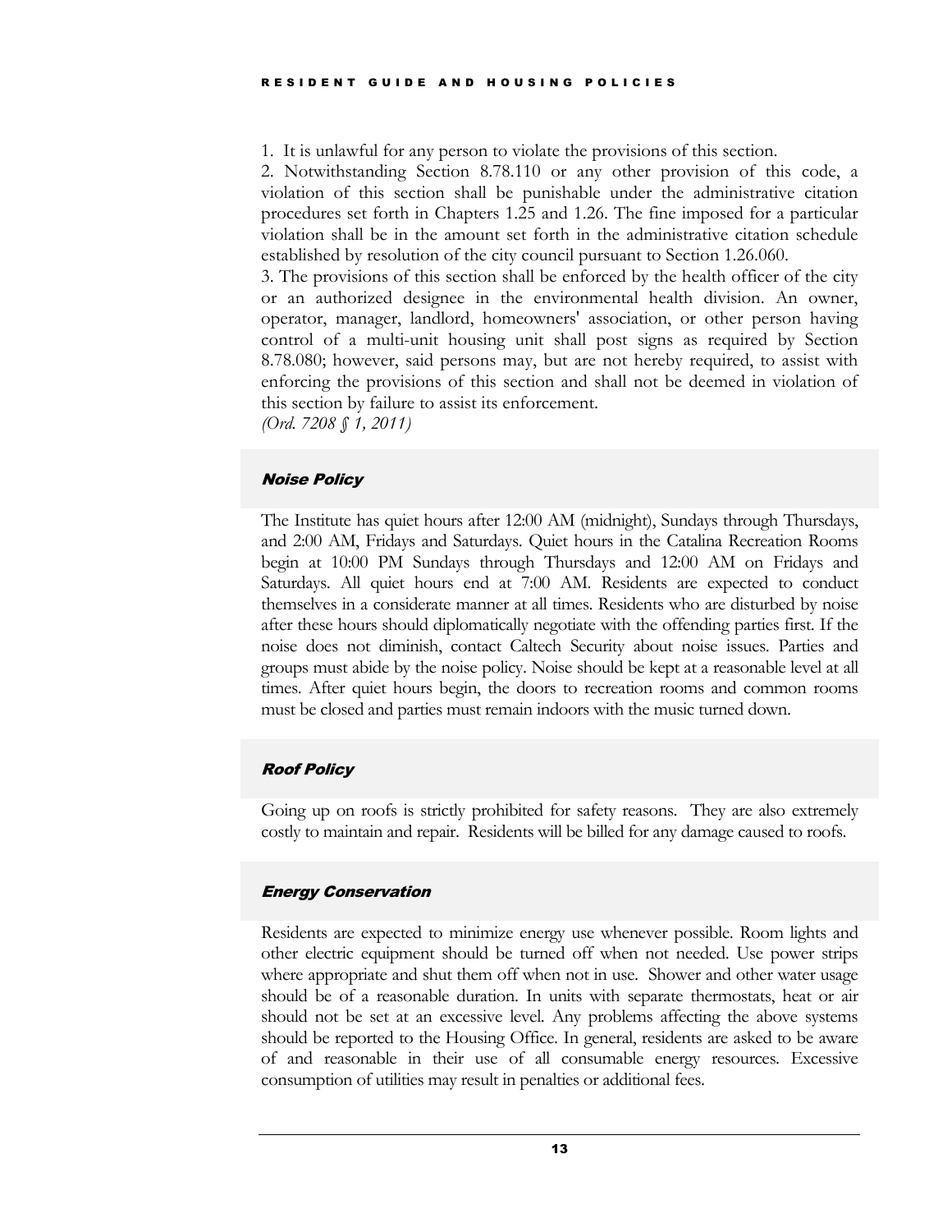1. It is unlawful for any person to violate the provisions of this section.
2. Notwithstanding Section 8.78.110 or any other provision of this code, a violation of this section shall be punishable under the administrative citation procedures set forth in Chapters 1.25 and 1.26. The fine imposed for a particular violation shall be in the amount set forth in the administrative citation schedule established by resolution of the city council pursuant to Section 1.26.060.
3. The provisions of this section shall be enforced by the health officer of the city or an authorized designee in the environmental health division. An owner, operator, manager, landlord, homeowners' association, or other person having control of a multi-unit housing unit shall post signs as required by Section 8.78.080; however, said persons may, but are not hereby required, to assist with enforcing the provisions of this section and shall not be deemed in violation of this section by failure to assist its enforcement.

*(Ord. 7208 § 1, 2011)*

### Noise Policy

The Institute has quiet hours after 12:00 AM (midnight), Sundays through Thursdays, and 2:00 AM, Fridays and Saturdays. Quiet hours in the Catalina Recreation Rooms begin at 10:00 PM Sundays through Thursdays and 12:00 AM on Fridays and Saturdays. All quiet hours end at 7:00 AM. Residents are expected to conduct themselves in a considerate manner at all times. Residents who are disturbed by noise after these hours should diplomatically negotiate with the offending parties first. If the noise does not diminish, contact Caltech Security about noise issues. Parties and groups must abide by the noise policy. Noise should be kept at a reasonable level at all times. After quiet hours begin, the doors to recreation rooms and common rooms must be closed and parties must remain indoors with the music turned down.

### Roof Policy

Going up on roofs is strictly prohibited for safety reasons. They are also extremely costly to maintain and repair. Residents will be billed for any damage caused to roofs.

### Energy Conservation

Residents are expected to minimize energy use whenever possible. Room lights and other electric equipment should be turned off when not needed. Use power strips where appropriate and shut them off when not in use. Shower and other water usage should be of a reasonable duration. In units with separate thermostats, heat or air should not be set at an excessive level. Any problems affecting the above systems should be reported to the Housing Office. In general, residents are asked to be aware of and reasonable in their use of all consumable energy resources. Excessive consumption of utilities may result in penalties or additional fees.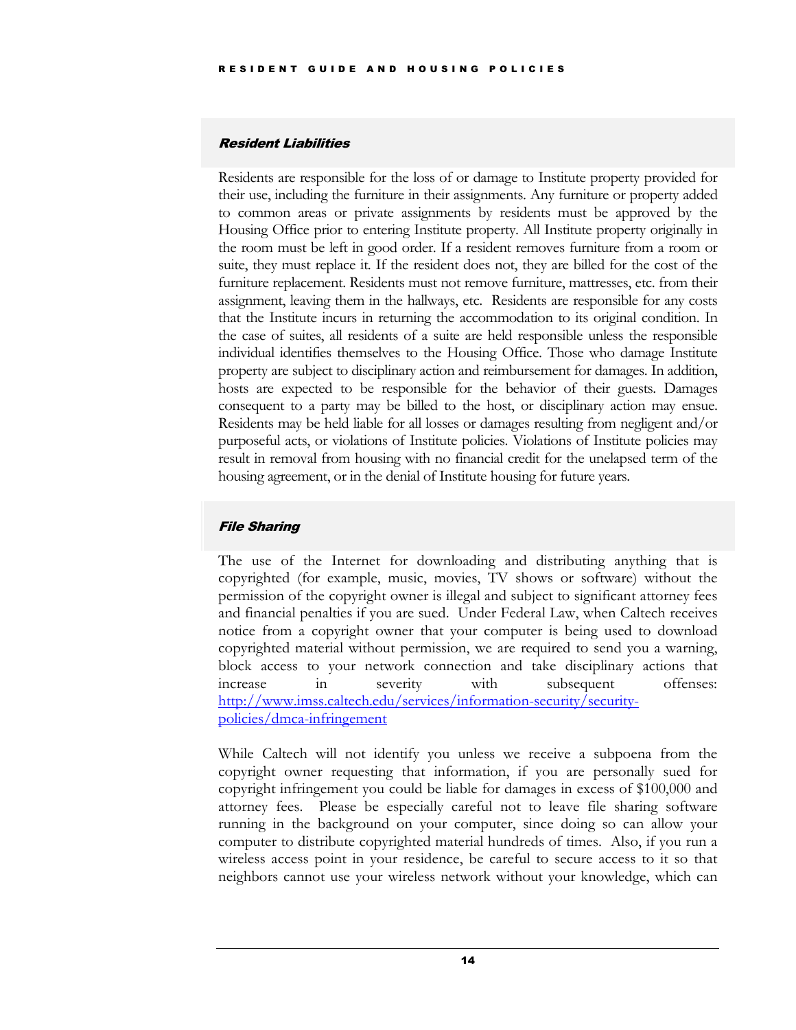### *Resident Liabilities*

Residents are responsible for the loss of or damage to Institute property provided for their use, including the furniture in their assignments. Any furniture or property added to common areas or private assignments by residents must be approved by the Housing Office prior to entering Institute property. All Institute property originally in the room must be left in good order. If a resident removes furniture from a room or suite, they must replace it. If the resident does not, they are billed for the cost of the furniture replacement. Residents must not remove furniture, mattresses, etc. from their assignment, leaving them in the hallways, etc. Residents are responsible for any costs that the Institute incurs in returning the accommodation to its original condition. In the case of suites, all residents of a suite are held responsible unless the responsible individual identifies themselves to the Housing Office. Those who damage Institute property are subject to disciplinary action and reimbursement for damages. In addition, hosts are expected to be responsible for the behavior of their guests. Damages consequent to a party may be billed to the host, or disciplinary action may ensue. Residents may be held liable for all losses or damages resulting from negligent and/or purposeful acts, or violations of Institute policies. Violations of Institute policies may result in removal from housing with no financial credit for the unelapsed term of the housing agreement, or in the denial of Institute housing for future years.

### *File Sharing*

The use of the Internet for downloading and distributing anything that is copyrighted (for example, music, movies, TV shows or software) without the permission of the copyright owner is illegal and subject to significant attorney fees and financial penalties if you are sued. Under Federal Law, when Caltech receives notice from a copyright owner that your computer is being used to download copyrighted material without permission, we are required to send you a warning, block access to your network connection and take disciplinary actions that increase in severity with subsequent offenses: [http://www.imss.caltech.edu/services/information-security/security-policies/dmca-infringement](http://www.imss.caltech.edu/services/information-security/security-policies/dmca-infringement)

While Caltech will not identify you unless we receive a subpoena from the copyright owner requesting that information, if you are personally sued for copyright infringement you could be liable for damages in excess of $100,000 and attorney fees. Please be especially careful not to leave file sharing software running in the background on your computer, since doing so can allow your computer to distribute copyrighted material hundreds of times. Also, if you run a wireless access point in your residence, be careful to secure access to it so that neighbors cannot use your wireless network without your knowledge, which can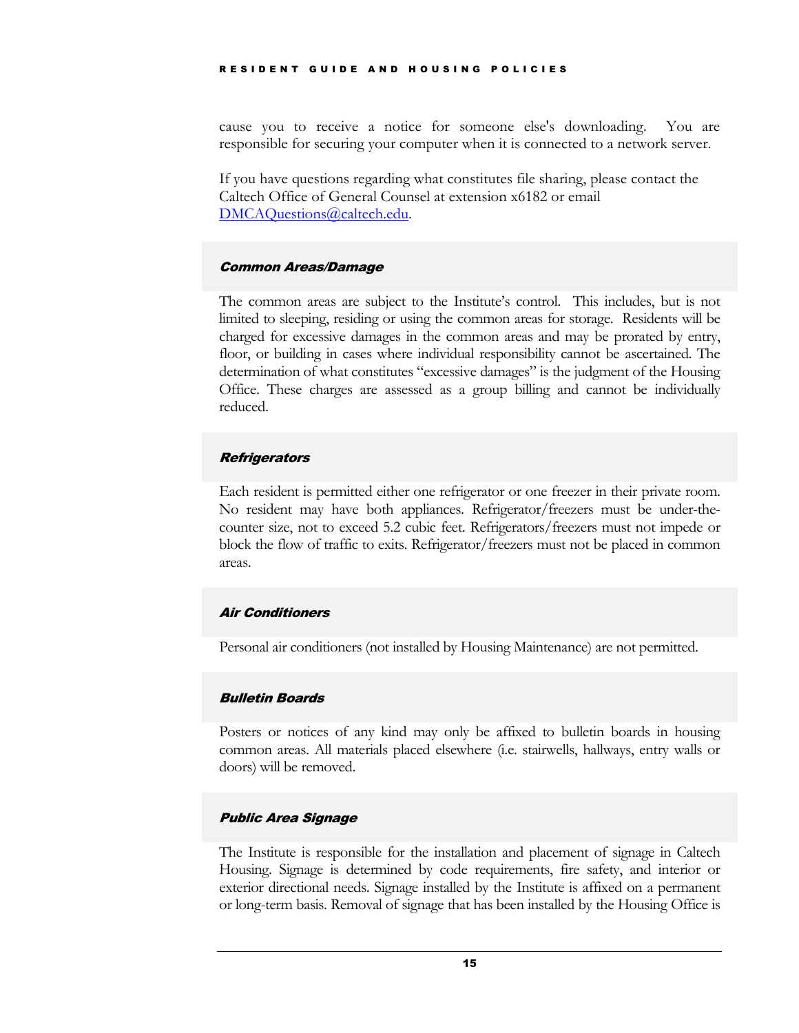cause you to receive a notice for someone else's downloading. You are responsible for securing your computer when it is connected to a network server.

If you have questions regarding what constitutes file sharing, please contact the Caltech Office of General Counsel at extension x6182 or email [DMCAQuestions@caltech.edu](mailto:DMCAQuestions@caltech.edu).

### *Common Areas/Damage*

The common areas are subject to the Institute's control. This includes, but is not limited to sleeping, residing or using the common areas for storage. Residents will be charged for excessive damages in the common areas and may be prorated by entry, floor, or building in cases where individual responsibility cannot be ascertained. The determination of what constitutes "excessive damages" is the judgment of the Housing Office. These charges are assessed as a group billing and cannot be individually reduced.

### *Refrigerators*

Each resident is permitted either one refrigerator or one freezer in their private room. No resident may have both appliances. Refrigerator/freezers must be under-the-counter size, not to exceed 5.2 cubic feet. Refrigerators/freezers must not impede or block the flow of traffic to exits. Refrigerator/freezers must not be placed in common areas.

### *Air Conditioners*

Personal air conditioners (not installed by Housing Maintenance) are not permitted.

### *Bulletin Boards*

Posters or notices of any kind may only be affixed to bulletin boards in housing common areas. All materials placed elsewhere (i.e. stairwells, hallways, entry walls or doors) will be removed.

### *Public Area Signage*

The Institute is responsible for the installation and placement of signage in Caltech Housing. Signage is determined by code requirements, fire safety, and interior or exterior directional needs. Signage installed by the Institute is affixed on a permanent or long-term basis. Removal of signage that has been installed by the Housing Office is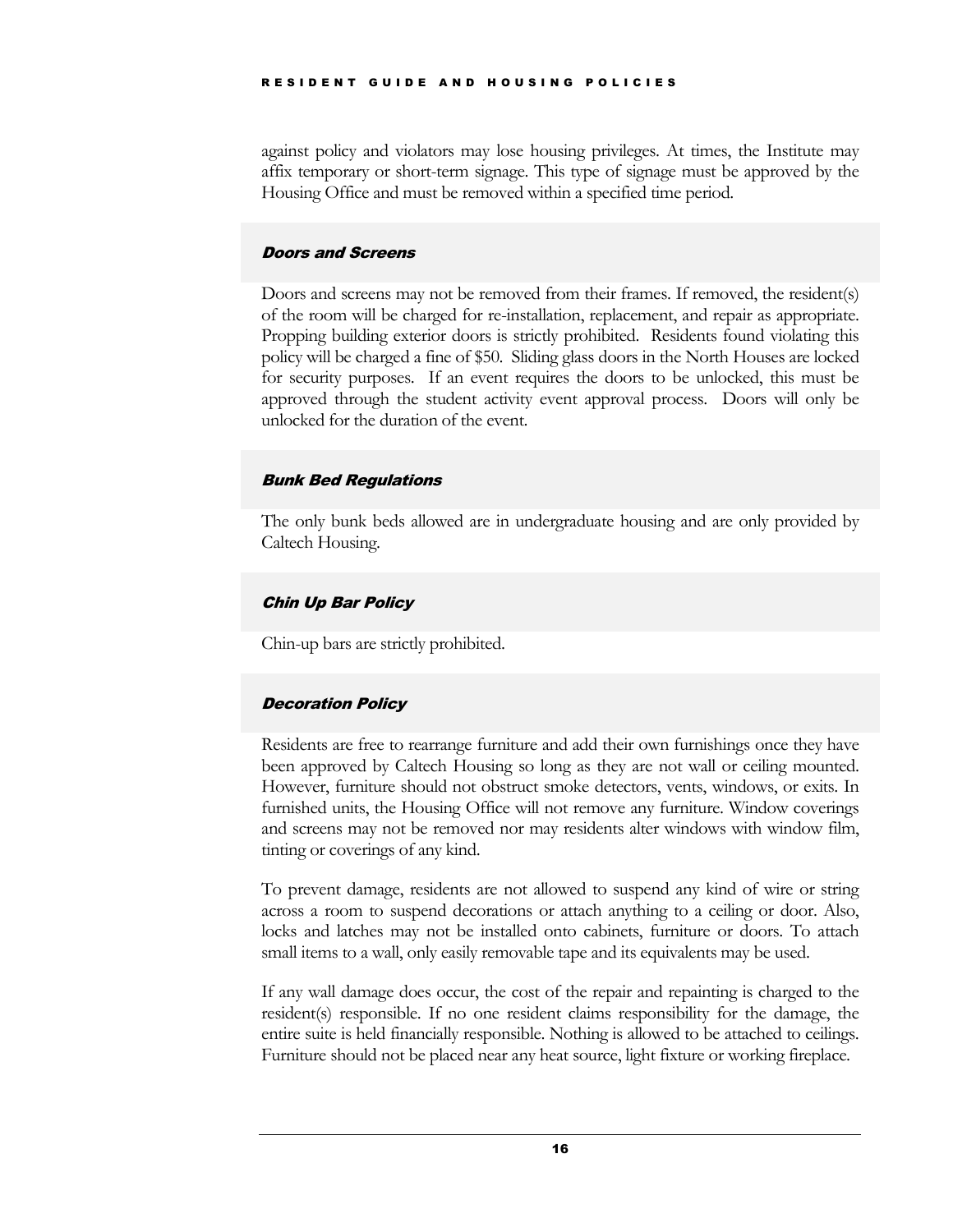against policy and violators may lose housing privileges. At times, the Institute may affix temporary or short-term signage. This type of signage must be approved by the Housing Office and must be removed within a specified time period.

### *Doors and Screens*

Doors and screens may not be removed from their frames. If removed, the resident(s) of the room will be charged for re-installation, replacement, and repair as appropriate. Propping building exterior doors is strictly prohibited. Residents found violating this policy will be charged a fine of $50. Sliding glass doors in the North Houses are locked for security purposes. If an event requires the doors to be unlocked, this must be approved through the student activity event approval process. Doors will only be unlocked for the duration of the event.

### *Bunk Bed Regulations*

The only bunk beds allowed are in undergraduate housing and are only provided by Caltech Housing.

### *Chin Up Bar Policy*

Chin-up bars are strictly prohibited.

### *Decoration Policy*

Residents are free to rearrange furniture and add their own furnishings once they have been approved by Caltech Housing so long as they are not wall or ceiling mounted. However, furniture should not obstruct smoke detectors, vents, windows, or exits. In furnished units, the Housing Office will not remove any furniture. Window coverings and screens may not be removed nor may residents alter windows with window film, tinting or coverings of any kind.

To prevent damage, residents are not allowed to suspend any kind of wire or string across a room to suspend decorations or attach anything to a ceiling or door. Also, locks and latches may not be installed onto cabinets, furniture or doors. To attach small items to a wall, only easily removable tape and its equivalents may be used.

If any wall damage does occur, the cost of the repair and repainting is charged to the resident(s) responsible. If no one resident claims responsibility for the damage, the entire suite is held financially responsible. Nothing is allowed to be attached to ceilings. Furniture should not be placed near any heat source, light fixture or working fireplace.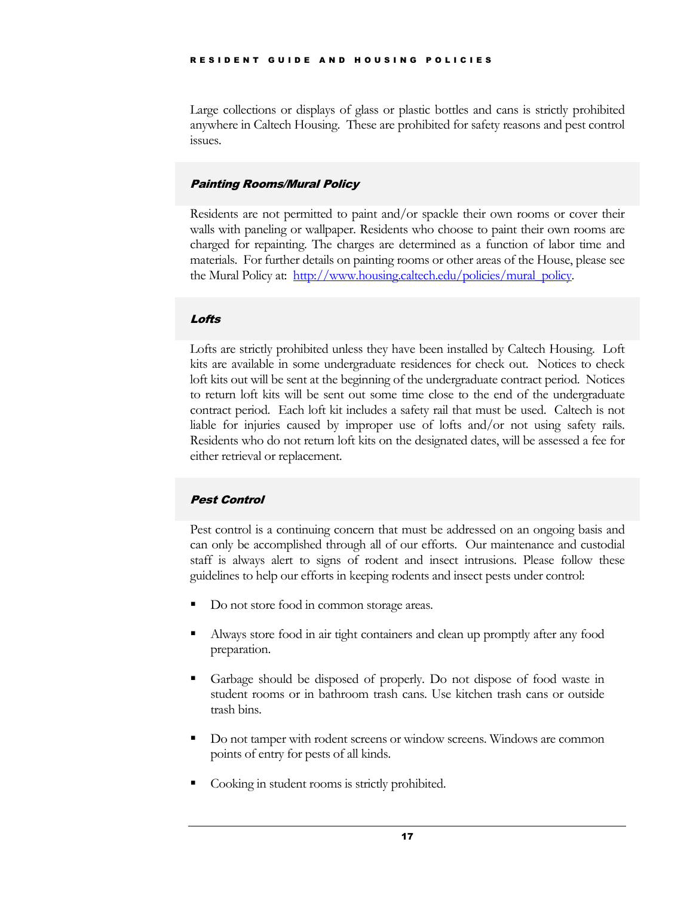Large collections or displays of glass or plastic bottles and cans is strictly prohibited anywhere in Caltech Housing. These are prohibited for safety reasons and pest control issues.

### *Painting Rooms/Mural Policy*

Residents are not permitted to paint and/or spackle their own rooms or cover their walls with paneling or wallpaper. Residents who choose to paint their own rooms are charged for repainting. The charges are determined as a function of labor time and materials. For further details on painting rooms or other areas of the House, please see the Mural Policy at: [http://www.housing.caltech.edu/policies/mural_policy](http://www.housing.caltech.edu/policies/mural_policy).

### *Lofts*

Lofts are strictly prohibited unless they have been installed by Caltech Housing. Loft kits are available in some undergraduate residences for check out. Notices to check loft kits out will be sent at the beginning of the undergraduate contract period. Notices to return loft kits will be sent out some time close to the end of the undergraduate contract period. Each loft kit includes a safety rail that must be used. Caltech is not liable for injuries caused by improper use of lofts and/or not using safety rails. Residents who do not return loft kits on the designated dates, will be assessed a fee for either retrieval or replacement.

### *Pest Control*

Pest control is a continuing concern that must be addressed on an ongoing basis and can only be accomplished through all of our efforts. Our maintenance and custodial staff is always alert to signs of rodent and insect intrusions. Please follow these guidelines to help our efforts in keeping rodents and insect pests under control:

- Do not store food in common storage areas.
- Always store food in air tight containers and clean up promptly after any food preparation.
- Garbage should be disposed of properly. Do not dispose of food waste in student rooms or in bathroom trash cans. Use kitchen trash cans or outside trash bins.
- Do not tamper with rodent screens or window screens. Windows are common points of entry for pests of all kinds.
- Cooking in student rooms is strictly prohibited.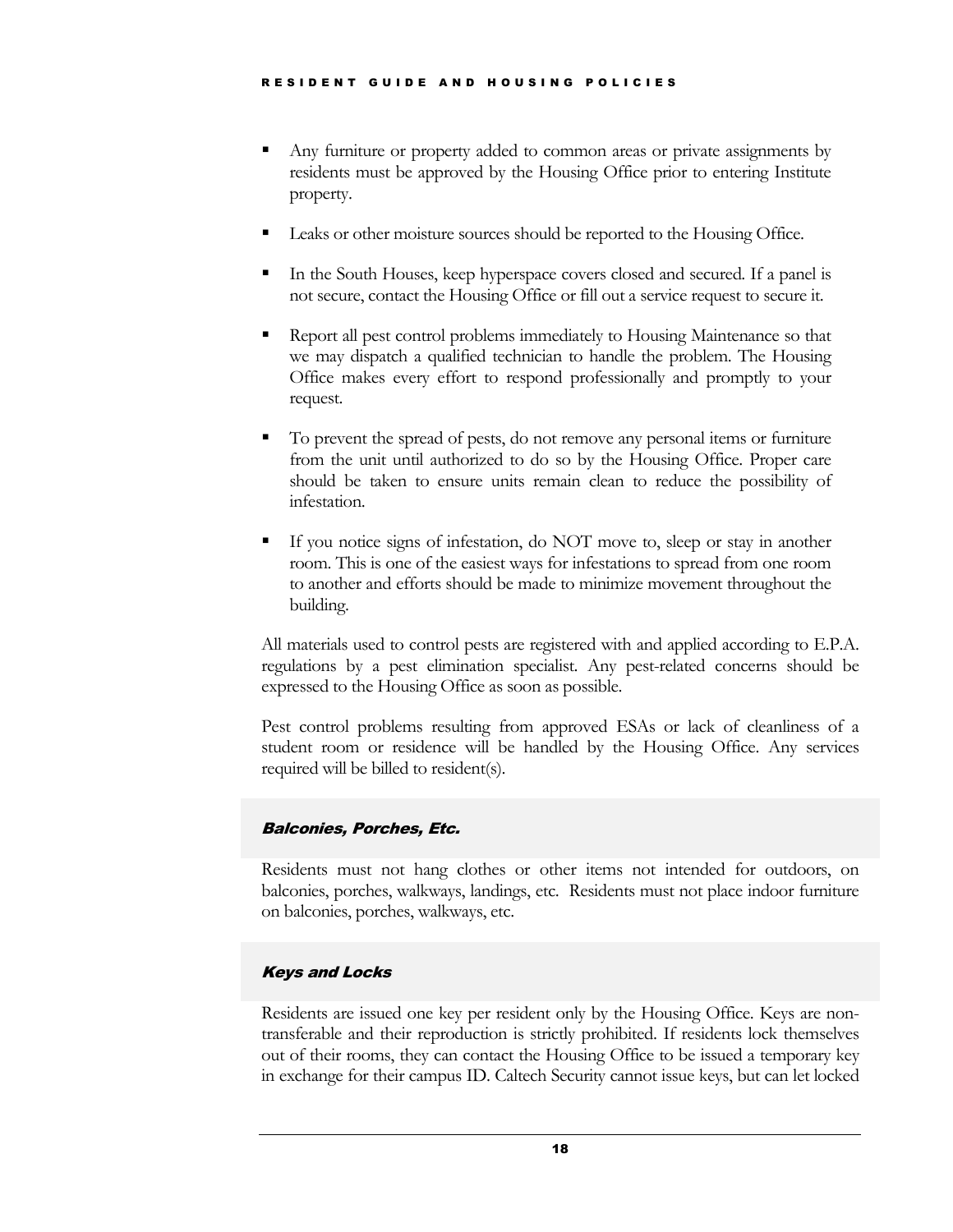- Any furniture or property added to common areas or private assignments by residents must be approved by the Housing Office prior to entering Institute property.
- Leaks or other moisture sources should be reported to the Housing Office.
- In the South Houses, keep hyperspace covers closed and secured. If a panel is not secure, contact the Housing Office or fill out a service request to secure it.
- Report all pest control problems immediately to Housing Maintenance so that we may dispatch a qualified technician to handle the problem. The Housing Office makes every effort to respond professionally and promptly to your request.
- To prevent the spread of pests, do not remove any personal items or furniture from the unit until authorized to do so by the Housing Office. Proper care should be taken to ensure units remain clean to reduce the possibility of infestation.
- If you notice signs of infestation, do NOT move to, sleep or stay in another room. This is one of the easiest ways for infestations to spread from one room to another and efforts should be made to minimize movement throughout the building.

All materials used to control pests are registered with and applied according to E.P.A. regulations by a pest elimination specialist. Any pest-related concerns should be expressed to the Housing Office as soon as possible.

Pest control problems resulting from approved ESAs or lack of cleanliness of a student room or residence will be handled by the Housing Office. Any services required will be billed to resident(s).

### *Balconies, Porches, Etc.*

Residents must not hang clothes or other items not intended for outdoors, on balconies, porches, walkways, landings, etc. Residents must not place indoor furniture on balconies, porches, walkways, etc.

### *Keys and Locks*

Residents are issued one key per resident only by the Housing Office. Keys are non-transferable and their reproduction is strictly prohibited. If residents lock themselves out of their rooms, they can contact the Housing Office to be issued a temporary key in exchange for their campus ID. Caltech Security cannot issue keys, but can let locked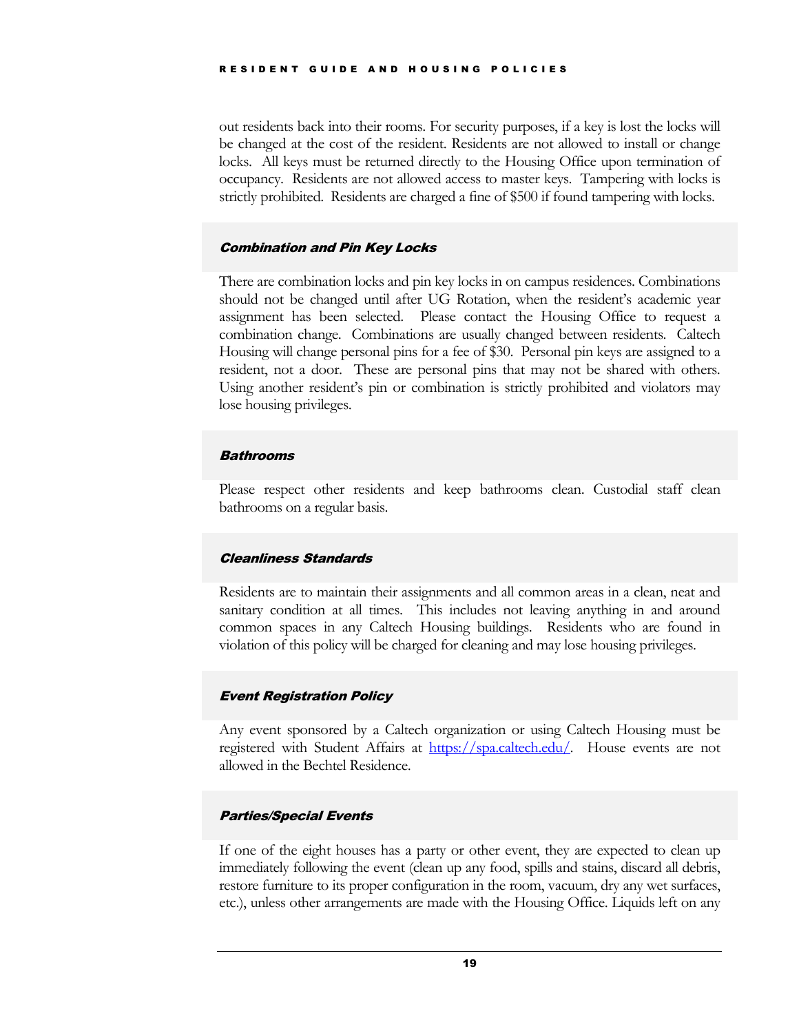out residents back into their rooms. For security purposes, if a key is lost the locks will be changed at the cost of the resident. Residents are not allowed to install or change locks. All keys must be returned directly to the Housing Office upon termination of occupancy. Residents are not allowed access to master keys. Tampering with locks is strictly prohibited. Residents are charged a fine of $500 if found tampering with locks.

### *Combination and Pin Key Locks*

There are combination locks and pin key locks in on campus residences. Combinations should not be changed until after UG Rotation, when the resident's academic year assignment has been selected. Please contact the Housing Office to request a combination change. Combinations are usually changed between residents. Caltech Housing will change personal pins for a fee of $30. Personal pin keys are assigned to a resident, not a door. These are personal pins that may not be shared with others. Using another resident's pin or combination is strictly prohibited and violators may lose housing privileges.

### *Bathrooms*

Please respect other residents and keep bathrooms clean. Custodial staff clean bathrooms on a regular basis.

### *Cleanliness Standards*

Residents are to maintain their assignments and all common areas in a clean, neat and sanitary condition at all times. This includes not leaving anything in and around common spaces in any Caltech Housing buildings. Residents who are found in violation of this policy will be charged for cleaning and may lose housing privileges.

### *Event Registration Policy*

Any event sponsored by a Caltech organization or using Caltech Housing must be registered with Student Affairs at [https://spa.caltech.edu/](https://spa.caltech.edu/). House events are not allowed in the Bechtel Residence.

### *Parties/Special Events*

If one of the eight houses has a party or other event, they are expected to clean up immediately following the event (clean up any food, spills and stains, discard all debris, restore furniture to its proper configuration in the room, vacuum, dry any wet surfaces, etc.), unless other arrangements are made with the Housing Office. Liquids left on any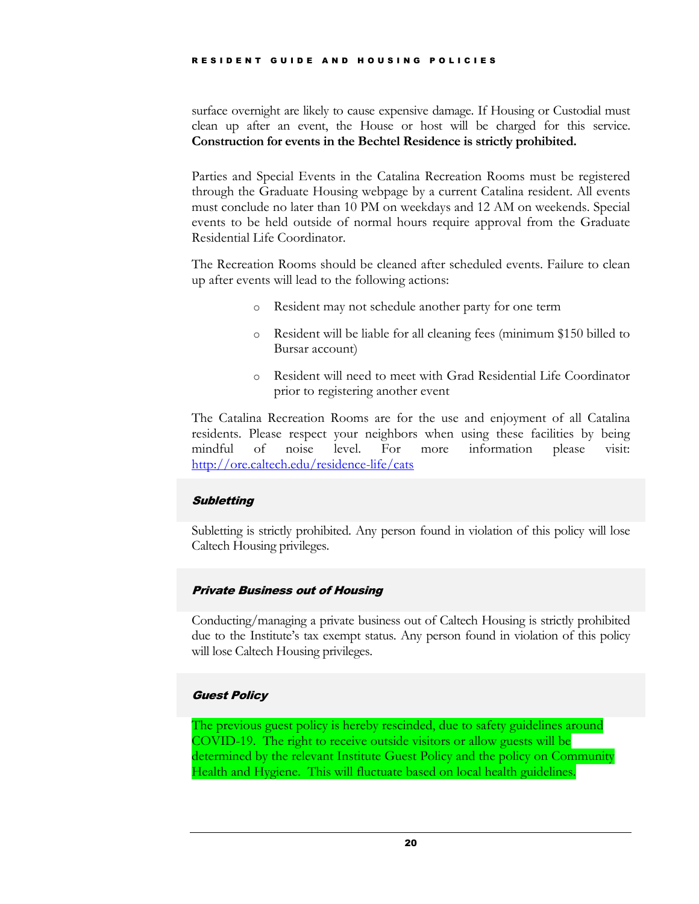surface overnight are likely to cause expensive damage. If Housing or Custodial must clean up after an event, the House or host will be charged for this service. **Construction for events in the Bechtel Residence is strictly prohibited.**

Parties and Special Events in the Catalina Recreation Rooms must be registered through the Graduate Housing webpage by a current Catalina resident. All events must conclude no later than 10 PM on weekdays and 12 AM on weekends. Special events to be held outside of normal hours require approval from the Graduate Residential Life Coordinator.

The Recreation Rooms should be cleaned after scheduled events. Failure to clean up after events will lead to the following actions:

- Resident may not schedule another party for one term
- Resident will be liable for all cleaning fees (minimum $150 billed to Bursar account)
- Resident will need to meet with Grad Residential Life Coordinator prior to registering another event

The Catalina Recreation Rooms are for the use and enjoyment of all Catalina residents. Please respect your neighbors when using these facilities by being mindful of noise level. For more information please visit: [http://ore.caltech.edu/residence-life/cats](http://ore.caltech.edu/residence-life/cats)

### *Subletting*

Subletting is strictly prohibited. Any person found in violation of this policy will lose Caltech Housing privileges.

### *Private Business out of Housing*

Conducting/managing a private business out of Caltech Housing is strictly prohibited due to the Institute's tax exempt status. Any person found in violation of this policy will lose Caltech Housing privileges.

### *Guest Policy*

The previous guest policy is hereby rescinded, due to safety guidelines around COVID-19. The right to receive outside visitors or allow guests will be determined by the relevant Institute Guest Policy and the policy on Community Health and Hygiene. This will fluctuate based on local health guidelines.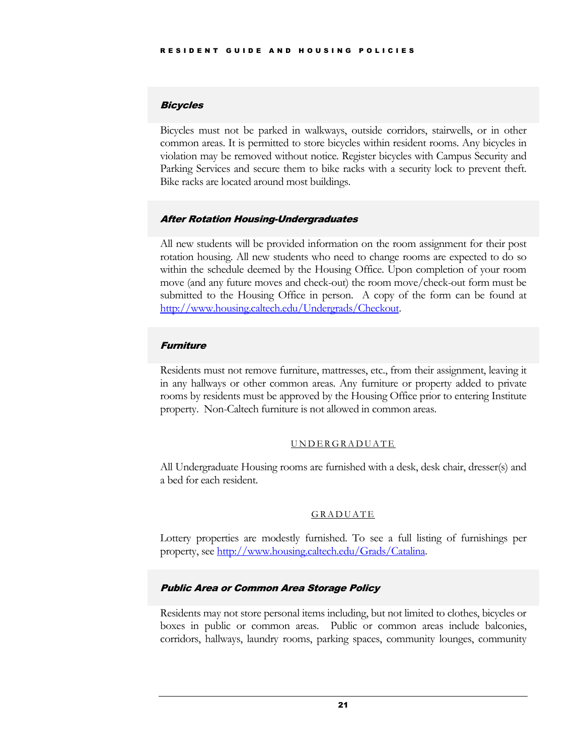### *Bicycles*

Bicycles must not be parked in walkways, outside corridors, stairwells, or in other common areas. It is permitted to store bicycles within resident rooms. Any bicycles in violation may be removed without notice. Register bicycles with Campus Security and Parking Services and secure them to bike racks with a security lock to prevent theft. Bike racks are located around most buildings.

### *After Rotation Housing-Undergraduates*

All new students will be provided information on the room assignment for their post rotation housing. All new students who need to change rooms are expected to do so within the schedule deemed by the Housing Office. Upon completion of your room move (and any future moves and check-out) the room move/check-out form must be submitted to the Housing Office in person. A copy of the form can be found at http://www.housing.caltech.edu/Undergrads/Checkout.

### *Furniture*

Residents must not remove furniture, mattresses, etc., from their assignment, leaving it in any hallways or other common areas. Any furniture or property added to private rooms by residents must be approved by the Housing Office prior to entering Institute property. Non-Caltech furniture is not allowed in common areas.

#### UNDERGRADUATE

All Undergraduate Housing rooms are furnished with a desk, desk chair, dresser(s) and a bed for each resident.

#### GRADUATE

Lottery properties are modestly furnished. To see a full listing of furnishings per property, see http://www.housing.caltech.edu/Grads/Catalina.

### *Public Area or Common Area Storage Policy*

Residents may not store personal items including, but not limited to clothes, bicycles or boxes in public or common areas. Public or common areas include balconies, corridors, hallways, laundry rooms, parking spaces, community lounges, community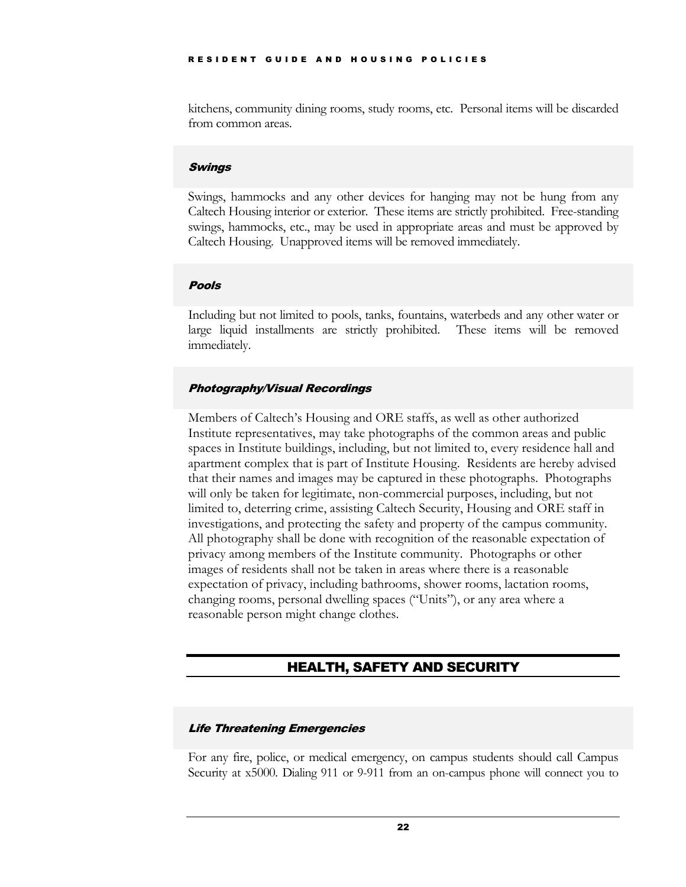kitchens, community dining rooms, study rooms, etc. Personal items will be discarded from common areas.

### *Swings*

Swings, hammocks and any other devices for hanging may not be hung from any Caltech Housing interior or exterior. These items are strictly prohibited. Free-standing swings, hammocks, etc., may be used in appropriate areas and must be approved by Caltech Housing. Unapproved items will be removed immediately.

### *Pools*

Including but not limited to pools, tanks, fountains, waterbeds and any other water or large liquid installments are strictly prohibited. These items will be removed immediately.

### *Photography/Visual Recordings*

Members of Caltech's Housing and ORE staffs, as well as other authorized Institute representatives, may take photographs of the common areas and public spaces in Institute buildings, including, but not limited to, every residence hall and apartment complex that is part of Institute Housing. Residents are hereby advised that their names and images may be captured in these photographs. Photographs will only be taken for legitimate, non-commercial purposes, including, but not limited to, deterring crime, assisting Caltech Security, Housing and ORE staff in investigations, and protecting the safety and property of the campus community. All photography shall be done with recognition of the reasonable expectation of privacy among members of the Institute community. Photographs or other images of residents shall not be taken in areas where there is a reasonable expectation of privacy, including bathrooms, shower rooms, lactation rooms, changing rooms, personal dwelling spaces ("Units"), or any area where a reasonable person might change clothes.

## HEALTH, SAFETY AND SECURITY

### *Life Threatening Emergencies*

For any fire, police, or medical emergency, on campus students should call Campus Security at x5000. Dialing 911 or 9-911 from an on-campus phone will connect you to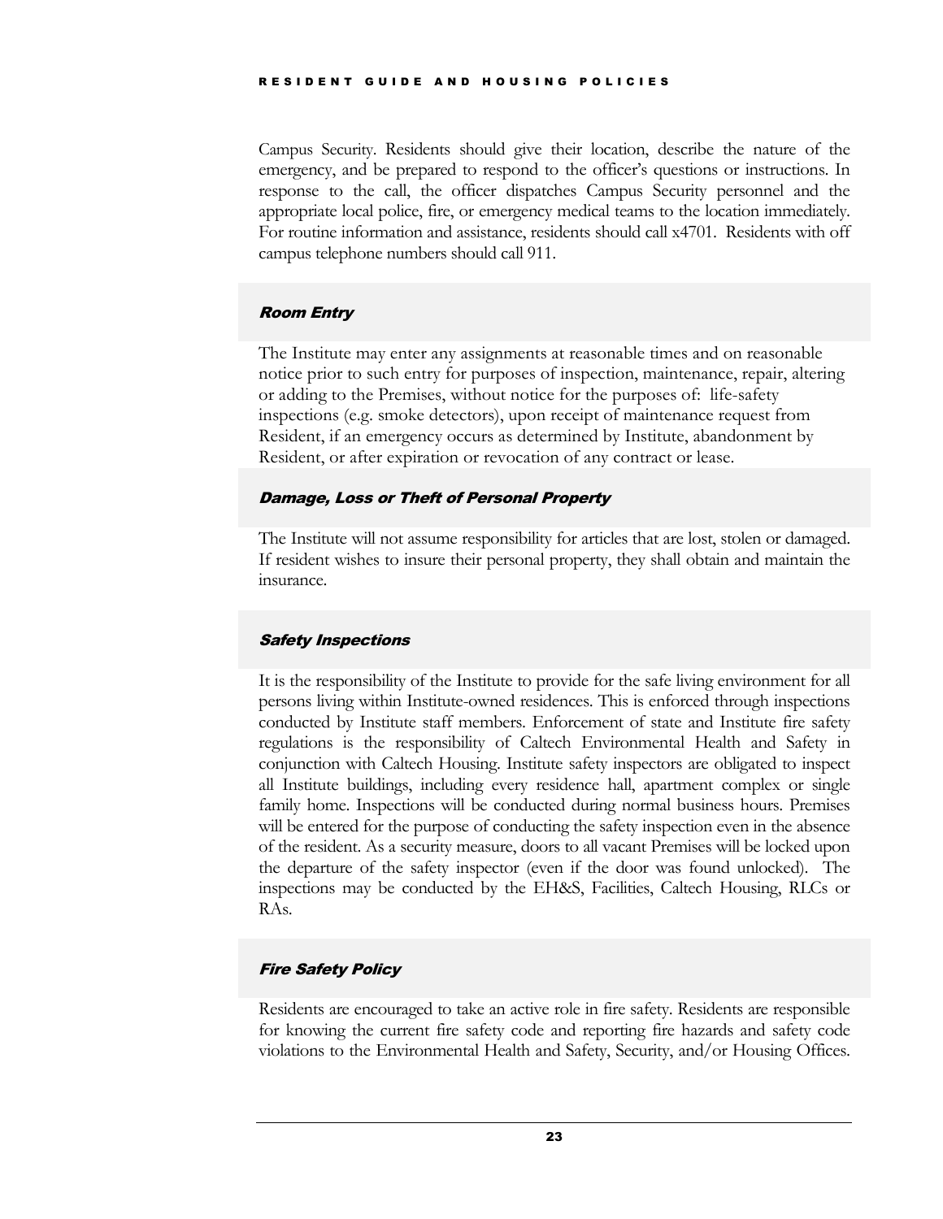Campus Security. Residents should give their location, describe the nature of the emergency, and be prepared to respond to the officer's questions or instructions. In response to the call, the officer dispatches Campus Security personnel and the appropriate local police, fire, or emergency medical teams to the location immediately. For routine information and assistance, residents should call x4701. Residents with off campus telephone numbers should call 911.

### *Room Entry*

The Institute may enter any assignments at reasonable times and on reasonable notice prior to such entry for purposes of inspection, maintenance, repair, altering or adding to the Premises, without notice for the purposes of: life-safety inspections (e.g. smoke detectors), upon receipt of maintenance request from Resident, if an emergency occurs as determined by Institute, abandonment by Resident, or after expiration or revocation of any contract or lease.

### *Damage, Loss or Theft of Personal Property*

The Institute will not assume responsibility for articles that are lost, stolen or damaged. If resident wishes to insure their personal property, they shall obtain and maintain the insurance.

### *Safety Inspections*

It is the responsibility of the Institute to provide for the safe living environment for all persons living within Institute-owned residences. This is enforced through inspections conducted by Institute staff members. Enforcement of state and Institute fire safety regulations is the responsibility of Caltech Environmental Health and Safety in conjunction with Caltech Housing. Institute safety inspectors are obligated to inspect all Institute buildings, including every residence hall, apartment complex or single family home. Inspections will be conducted during normal business hours. Premises will be entered for the purpose of conducting the safety inspection even in the absence of the resident. As a security measure, doors to all vacant Premises will be locked upon the departure of the safety inspector (even if the door was found unlocked). The inspections may be conducted by the EH&S, Facilities, Caltech Housing, RLCs or RAs.

### *Fire Safety Policy*

Residents are encouraged to take an active role in fire safety. Residents are responsible for knowing the current fire safety code and reporting fire hazards and safety code violations to the Environmental Health and Safety, Security, and/or Housing Offices.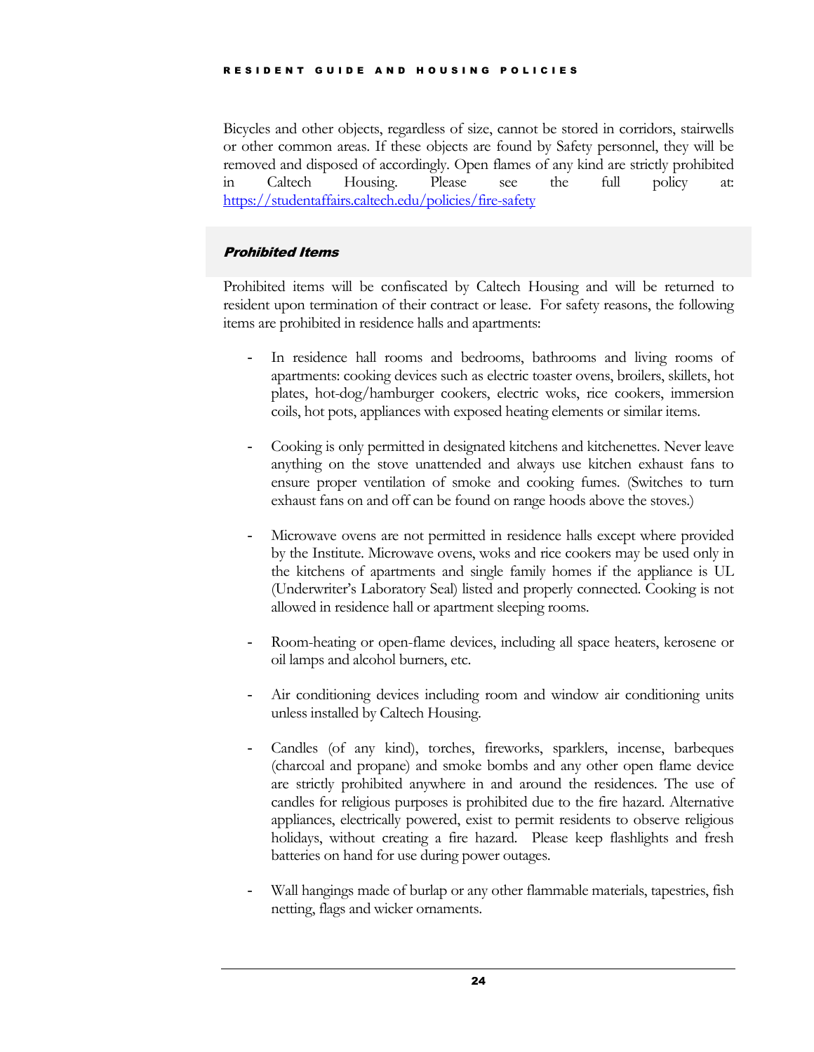Bicycles and other objects, regardless of size, cannot be stored in corridors, stairwells or other common areas. If these objects are found by Safety personnel, they will be removed and disposed of accordingly. Open flames of any kind are strictly prohibited in Caltech Housing. Please see the full policy at: https://studentaffairs.caltech.edu/policies/fire-safety

### *Prohibited Items*

Prohibited items will be confiscated by Caltech Housing and will be returned to resident upon termination of their contract or lease. For safety reasons, the following items are prohibited in residence halls and apartments:

- In residence hall rooms and bedrooms, bathrooms and living rooms of apartments: cooking devices such as electric toaster ovens, broilers, skillets, hot plates, hot-dog/hamburger cookers, electric woks, rice cookers, immersion coils, hot pots, appliances with exposed heating elements or similar items.

- Cooking is only permitted in designated kitchens and kitchenettes. Never leave anything on the stove unattended and always use kitchen exhaust fans to ensure proper ventilation of smoke and cooking fumes. (Switches to turn exhaust fans on and off can be found on range hoods above the stoves.)

- Microwave ovens are not permitted in residence halls except where provided by the Institute. Microwave ovens, woks and rice cookers may be used only in the kitchens of apartments and single family homes if the appliance is UL (Underwriter's Laboratory Seal) listed and properly connected. Cooking is not allowed in residence hall or apartment sleeping rooms.

- Room-heating or open-flame devices, including all space heaters, kerosene or oil lamps and alcohol burners, etc.

- Air conditioning devices including room and window air conditioning units unless installed by Caltech Housing.

- Candles (of any kind), torches, fireworks, sparklers, incense, barbeques (charcoal and propane) and smoke bombs and any other open flame device are strictly prohibited anywhere in and around the residences. The use of candles for religious purposes is prohibited due to the fire hazard. Alternative appliances, electrically powered, exist to permit residents to observe religious holidays, without creating a fire hazard. Please keep flashlights and fresh batteries on hand for use during power outages.

- Wall hangings made of burlap or any other flammable materials, tapestries, fish netting, flags and wicker ornaments.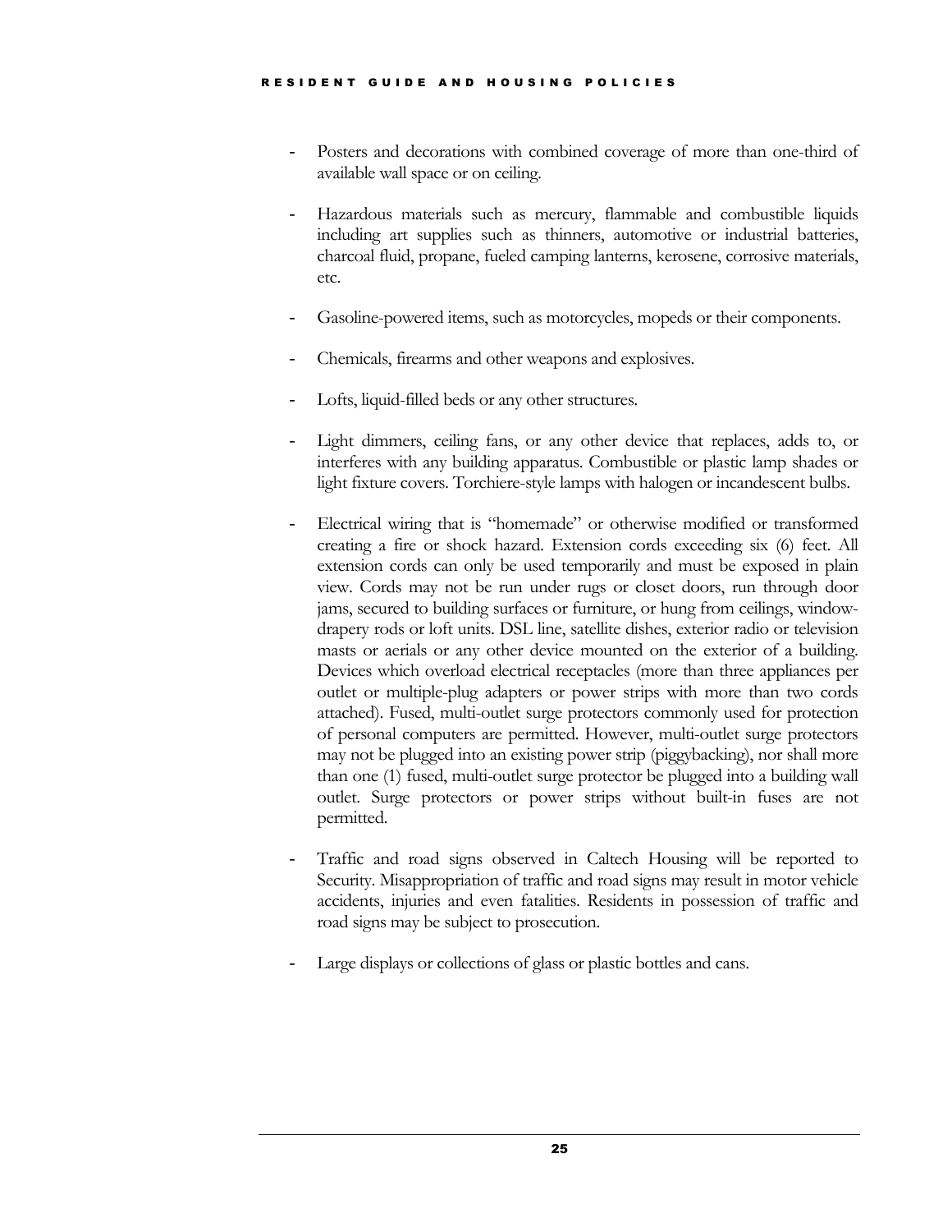- Posters and decorations with combined coverage of more than one-third of available wall space or on ceiling.

- Hazardous materials such as mercury, flammable and combustible liquids including art supplies such as thinners, automotive or industrial batteries, charcoal fluid, propane, fueled camping lanterns, kerosene, corrosive materials, etc.

- Gasoline-powered items, such as motorcycles, mopeds or their components.

- Chemicals, firearms and other weapons and explosives.

- Lofts, liquid-filled beds or any other structures.

- Light dimmers, ceiling fans, or any other device that replaces, adds to, or interferes with any building apparatus. Combustible or plastic lamp shades or light fixture covers. Torchiere-style lamps with halogen or incandescent bulbs.

- Electrical wiring that is "homemade" or otherwise modified or transformed creating a fire or shock hazard. Extension cords exceeding six (6) feet. All extension cords can only be used temporarily and must be exposed in plain view. Cords may not be run under rugs or closet doors, run through door jams, secured to building surfaces or furniture, or hung from ceilings, window-drapery rods or loft units. DSL line, satellite dishes, exterior radio or television masts or aerials or any other device mounted on the exterior of a building. Devices which overload electrical receptacles (more than three appliances per outlet or multiple-plug adapters or power strips with more than two cords attached). Fused, multi-outlet surge protectors commonly used for protection of personal computers are permitted. However, multi-outlet surge protectors may not be plugged into an existing power strip (piggybacking), nor shall more than one (1) fused, multi-outlet surge protector be plugged into a building wall outlet. Surge protectors or power strips without built-in fuses are not permitted.

- Traffic and road signs observed in Caltech Housing will be reported to Security. Misappropriation of traffic and road signs may result in motor vehicle accidents, injuries and even fatalities. Residents in possession of traffic and road signs may be subject to prosecution.

- Large displays or collections of glass or plastic bottles and cans.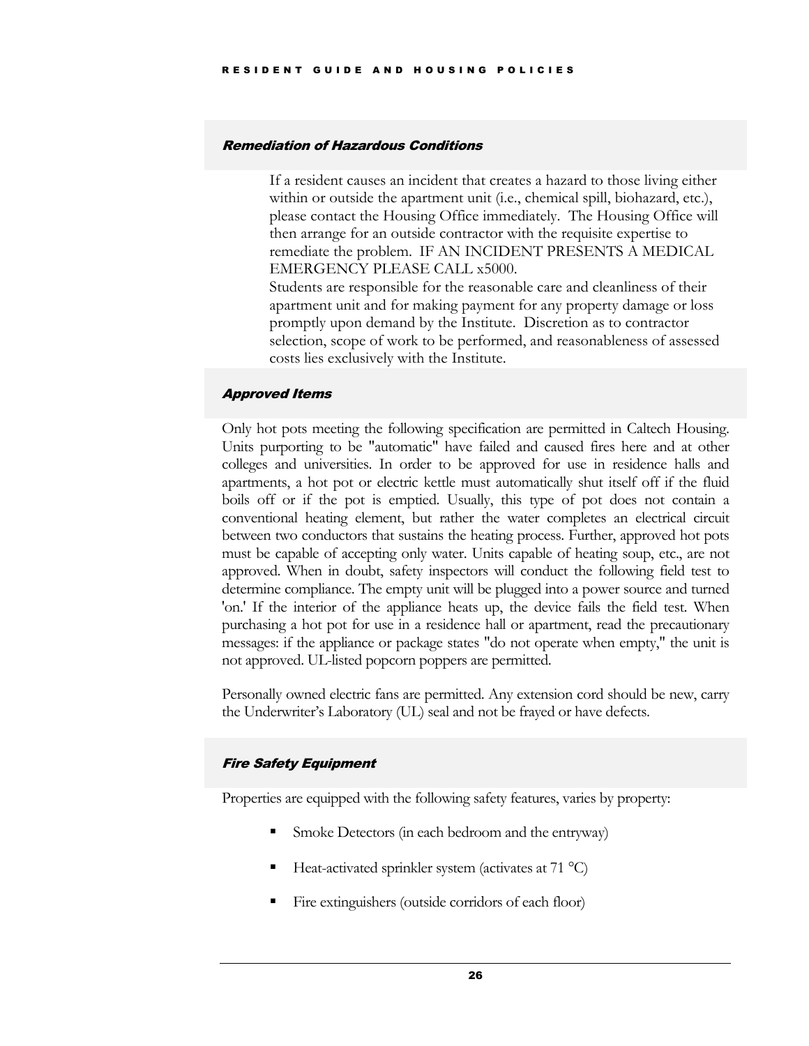### *Remediation of Hazardous Conditions*

If a resident causes an incident that creates a hazard to those living either within or outside the apartment unit (i.e., chemical spill, biohazard, etc.), please contact the Housing Office immediately. The Housing Office will then arrange for an outside contractor with the requisite expertise to remediate the problem. IF AN INCIDENT PRESENTS A MEDICAL EMERGENCY PLEASE CALL x5000.
Students are responsible for the reasonable care and cleanliness of their apartment unit and for making payment for any property damage or loss promptly upon demand by the Institute. Discretion as to contractor selection, scope of work to be performed, and reasonableness of assessed costs lies exclusively with the Institute.

### *Approved Items*

Only hot pots meeting the following specification are permitted in Caltech Housing. Units purporting to be "automatic" have failed and caused fires here and at other colleges and universities. In order to be approved for use in residence halls and apartments, a hot pot or electric kettle must automatically shut itself off if the fluid boils off or if the pot is emptied. Usually, this type of pot does not contain a conventional heating element, but rather the water completes an electrical circuit between two conductors that sustains the heating process. Further, approved hot pots must be capable of accepting only water. Units capable of heating soup, etc., are not approved. When in doubt, safety inspectors will conduct the following field test to determine compliance. The empty unit will be plugged into a power source and turned 'on.' If the interior of the appliance heats up, the device fails the field test. When purchasing a hot pot for use in a residence hall or apartment, read the precautionary messages: if the appliance or package states "do not operate when empty," the unit is not approved. UL-listed popcorn poppers are permitted.

Personally owned electric fans are permitted. Any extension cord should be new, carry the Underwriter's Laboratory (UL) seal and not be frayed or have defects.

### *Fire Safety Equipment*

Properties are equipped with the following safety features, varies by property:

- Smoke Detectors (in each bedroom and the entryway)
- Heat-activated sprinkler system (activates at 71 °C)
- Fire extinguishers (outside corridors of each floor)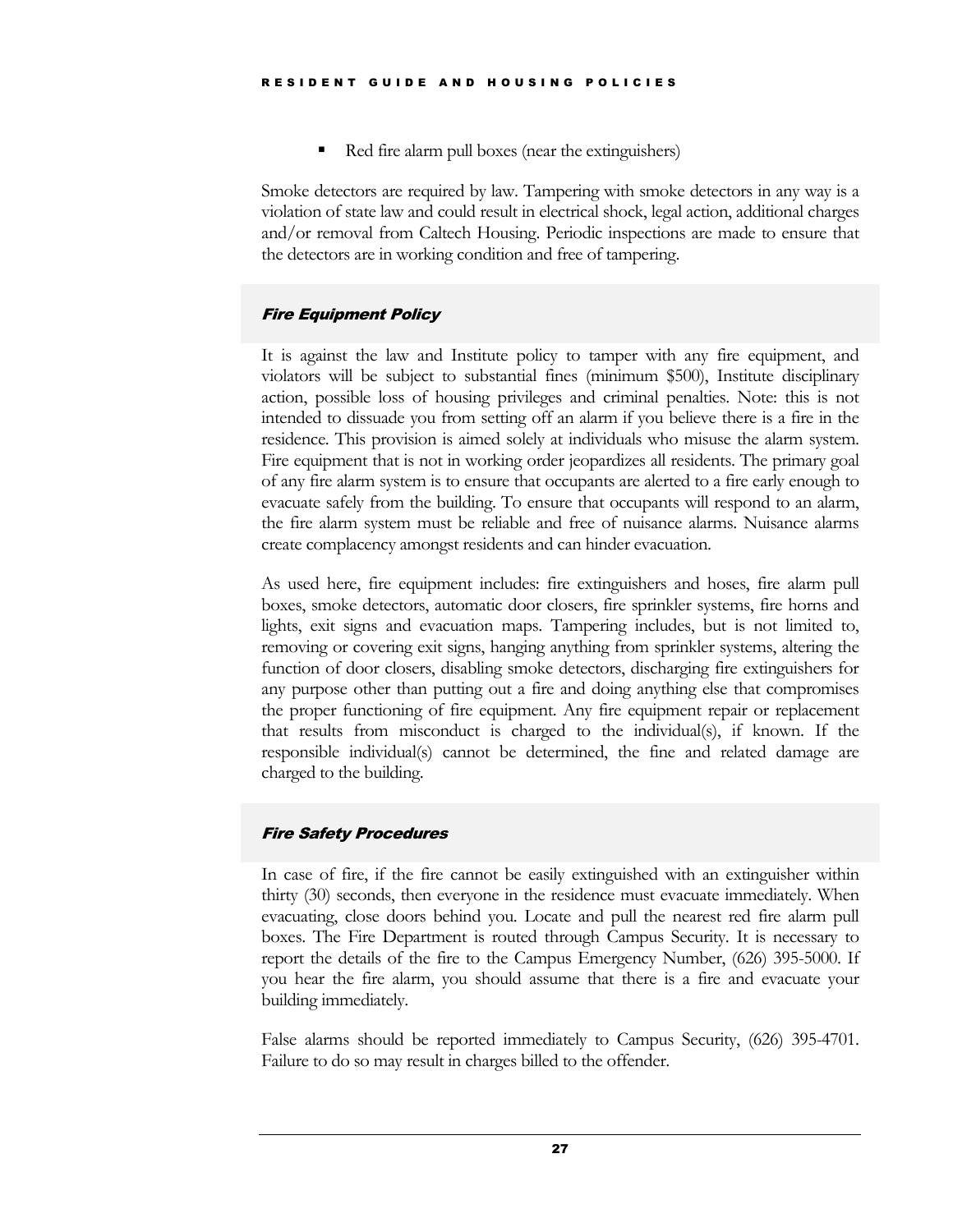- Red fire alarm pull boxes (near the extinguishers)

Smoke detectors are required by law. Tampering with smoke detectors in any way is a violation of state law and could result in electrical shock, legal action, additional charges and/or removal from Caltech Housing. Periodic inspections are made to ensure that the detectors are in working condition and free of tampering.

### *Fire Equipment Policy*

It is against the law and Institute policy to tamper with any fire equipment, and violators will be subject to substantial fines (minimum $500), Institute disciplinary action, possible loss of housing privileges and criminal penalties. Note: this is not intended to dissuade you from setting off an alarm if you believe there is a fire in the residence. This provision is aimed solely at individuals who misuse the alarm system. Fire equipment that is not in working order jeopardizes all residents. The primary goal of any fire alarm system is to ensure that occupants are alerted to a fire early enough to evacuate safely from the building. To ensure that occupants will respond to an alarm, the fire alarm system must be reliable and free of nuisance alarms. Nuisance alarms create complacency amongst residents and can hinder evacuation.

As used here, fire equipment includes: fire extinguishers and hoses, fire alarm pull boxes, smoke detectors, automatic door closers, fire sprinkler systems, fire horns and lights, exit signs and evacuation maps. Tampering includes, but is not limited to, removing or covering exit signs, hanging anything from sprinkler systems, altering the function of door closers, disabling smoke detectors, discharging fire extinguishers for any purpose other than putting out a fire and doing anything else that compromises the proper functioning of fire equipment. Any fire equipment repair or replacement that results from misconduct is charged to the individual(s), if known. If the responsible individual(s) cannot be determined, the fine and related damage are charged to the building.

### *Fire Safety Procedures*

In case of fire, if the fire cannot be easily extinguished with an extinguisher within thirty (30) seconds, then everyone in the residence must evacuate immediately. When evacuating, close doors behind you. Locate and pull the nearest red fire alarm pull boxes. The Fire Department is routed through Campus Security. It is necessary to report the details of the fire to the Campus Emergency Number, (626) 395-5000. If you hear the fire alarm, you should assume that there is a fire and evacuate your building immediately.

False alarms should be reported immediately to Campus Security, (626) 395-4701. Failure to do so may result in charges billed to the offender.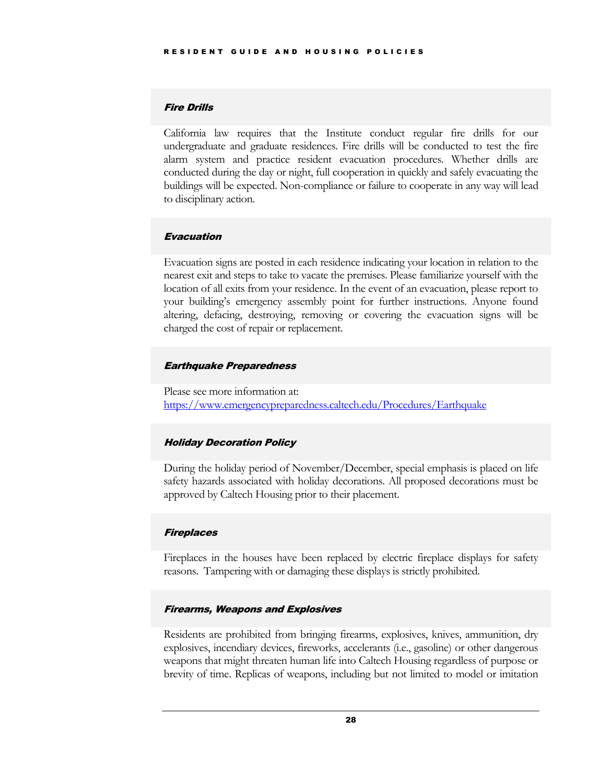### *Fire Drills*

California law requires that the Institute conduct regular fire drills for our undergraduate and graduate residences. Fire drills will be conducted to test the fire alarm system and practice resident evacuation procedures. Whether drills are conducted during the day or night, full cooperation in quickly and safely evacuating the buildings will be expected. Non-compliance or failure to cooperate in any way will lead to disciplinary action.

### *Evacuation*

Evacuation signs are posted in each residence indicating your location in relation to the nearest exit and steps to take to vacate the premises. Please familiarize yourself with the location of all exits from your residence. In the event of an evacuation, please report to your building's emergency assembly point for further instructions. Anyone found altering, defacing, destroying, removing or covering the evacuation signs will be charged the cost of repair or replacement.

### *Earthquake Preparedness*

Please see more information at:
[https://www.emergencypreparedness.caltech.edu/Procedures/Earthquake](https://www.emergencypreparedness.caltech.edu/Procedures/Earthquake)

### *Holiday Decoration Policy*

During the holiday period of November/December, special emphasis is placed on life safety hazards associated with holiday decorations. All proposed decorations must be approved by Caltech Housing prior to their placement.

### *Fireplaces*

Fireplaces in the houses have been replaced by electric fireplace displays for safety reasons. Tampering with or damaging these displays is strictly prohibited.

### *Firearms, Weapons and Explosives*

Residents are prohibited from bringing firearms, explosives, knives, ammunition, dry explosives, incendiary devices, fireworks, accelerants (i.e., gasoline) or other dangerous weapons that might threaten human life into Caltech Housing regardless of purpose or brevity of time. Replicas of weapons, including but not limited to model or imitation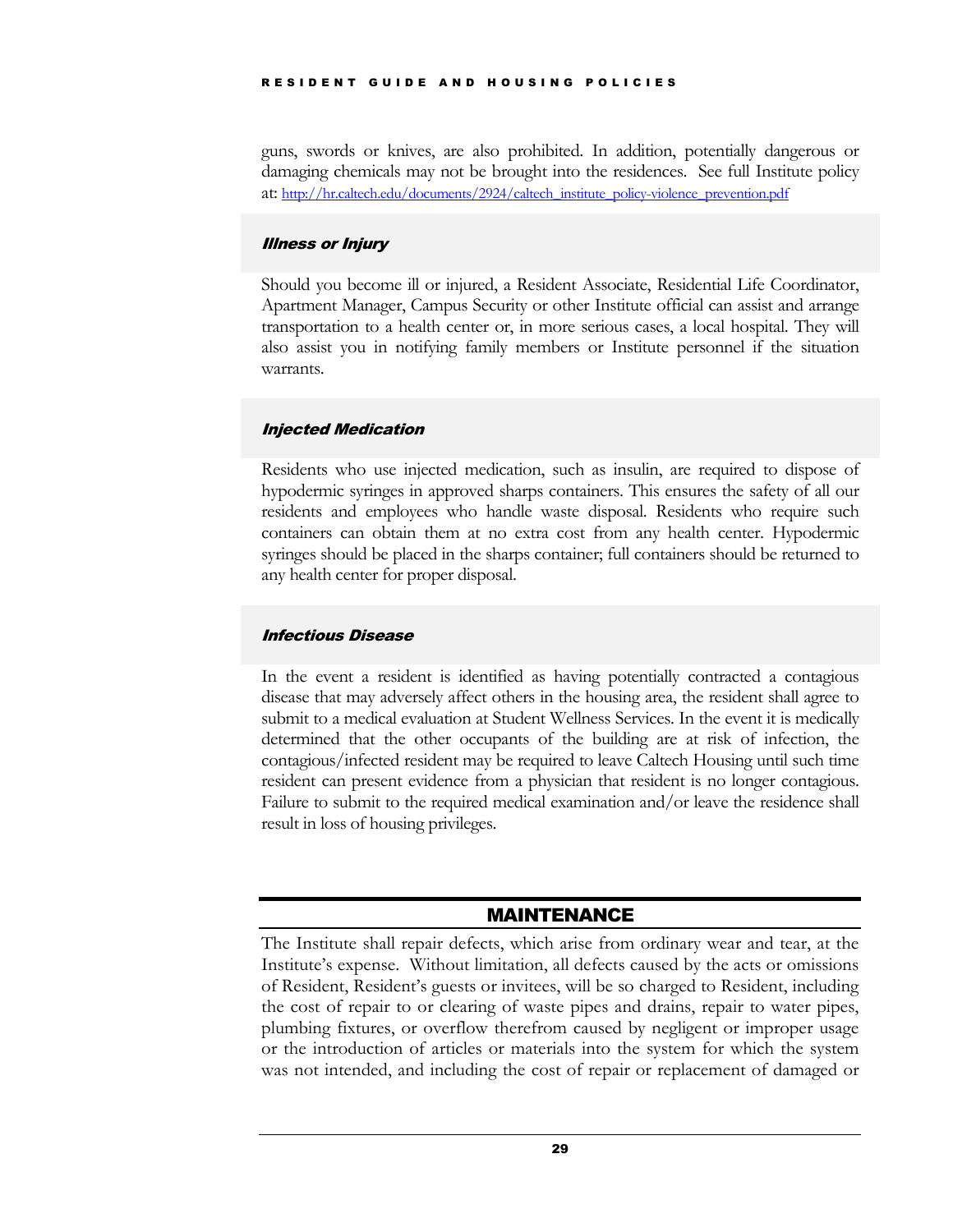guns, swords or knives, are also prohibited. In addition, potentially dangerous or damaging chemicals may not be brought into the residences. See full Institute policy at: http://hr.caltech.edu/documents/2924/caltech_institute_policy-violence_prevention.pdf

### *Illness or Injury*

Should you become ill or injured, a Resident Associate, Residential Life Coordinator, Apartment Manager, Campus Security or other Institute official can assist and arrange transportation to a health center or, in more serious cases, a local hospital. They will also assist you in notifying family members or Institute personnel if the situation warrants.

### *Injected Medication*

Residents who use injected medication, such as insulin, are required to dispose of hypodermic syringes in approved sharps containers. This ensures the safety of all our residents and employees who handle waste disposal. Residents who require such containers can obtain them at no extra cost from any health center. Hypodermic syringes should be placed in the sharps container; full containers should be returned to any health center for proper disposal.

### *Infectious Disease*

In the event a resident is identified as having potentially contracted a contagious disease that may adversely affect others in the housing area, the resident shall agree to submit to a medical evaluation at Student Wellness Services. In the event it is medically determined that the other occupants of the building are at risk of infection, the contagious/infected resident may be required to leave Caltech Housing until such time resident can present evidence from a physician that resident is no longer contagious. Failure to submit to the required medical examination and/or leave the residence shall result in loss of housing privileges.

## MAINTENANCE

The Institute shall repair defects, which arise from ordinary wear and tear, at the Institute's expense. Without limitation, all defects caused by the acts or omissions of Resident, Resident's guests or invitees, will be so charged to Resident, including the cost of repair to or clearing of waste pipes and drains, repair to water pipes, plumbing fixtures, or overflow therefrom caused by negligent or improper usage or the introduction of articles or materials into the system for which the system was not intended, and including the cost of repair or replacement of damaged or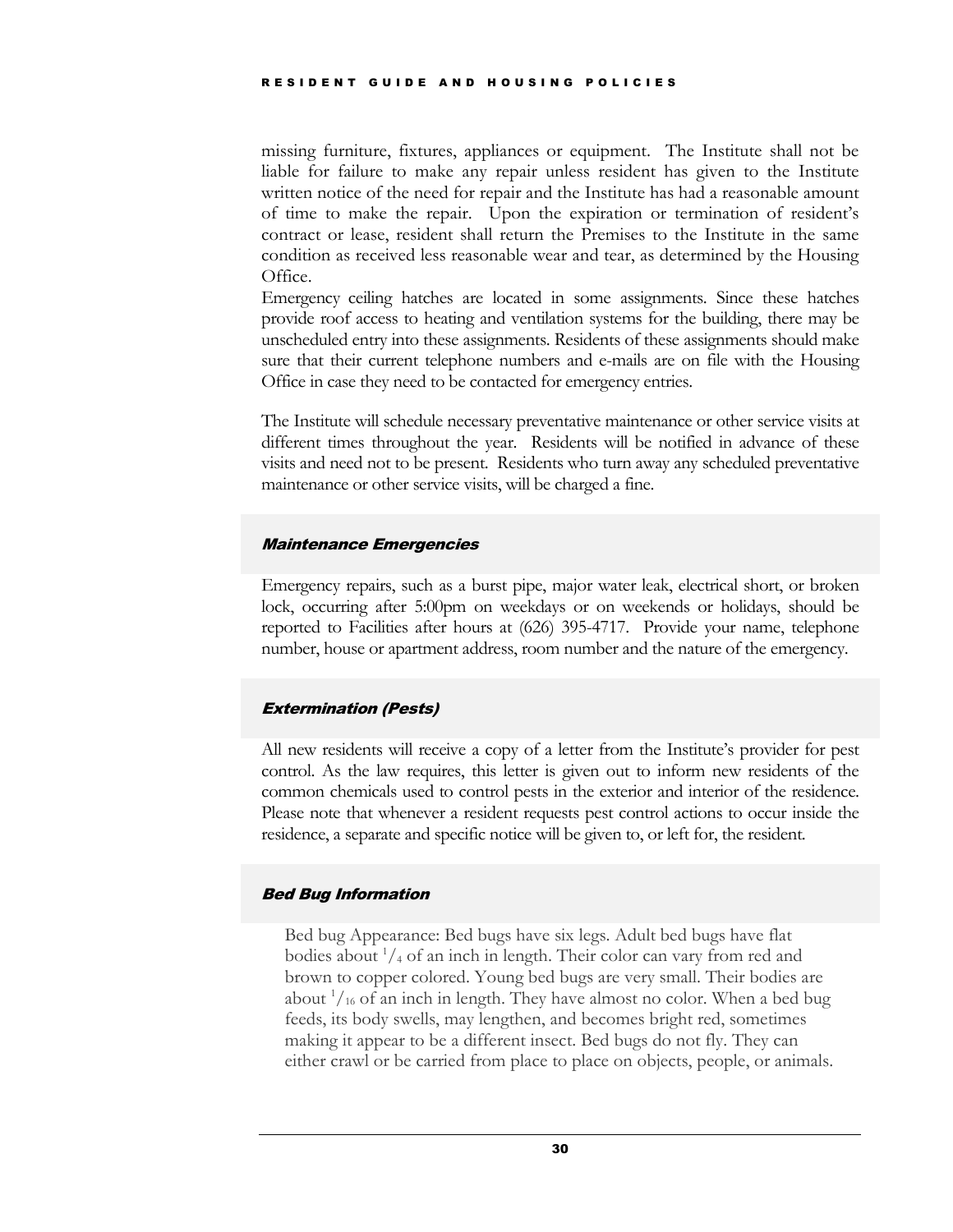missing furniture, fixtures, appliances or equipment. The Institute shall not be liable for failure to make any repair unless resident has given to the Institute written notice of the need for repair and the Institute has had a reasonable amount of time to make the repair. Upon the expiration or termination of resident's contract or lease, resident shall return the Premises to the Institute in the same condition as received less reasonable wear and tear, as determined by the Housing Office.

Emergency ceiling hatches are located in some assignments. Since these hatches provide roof access to heating and ventilation systems for the building, there may be unscheduled entry into these assignments. Residents of these assignments should make sure that their current telephone numbers and e-mails are on file with the Housing Office in case they need to be contacted for emergency entries.

The Institute will schedule necessary preventative maintenance or other service visits at different times throughout the year. Residents will be notified in advance of these visits and need not to be present. Residents who turn away any scheduled preventative maintenance or other service visits, will be charged a fine.

### *Maintenance Emergencies*

Emergency repairs, such as a burst pipe, major water leak, electrical short, or broken lock, occurring after 5:00pm on weekdays or on weekends or holidays, should be reported to Facilities after hours at (626) 395-4717. Provide your name, telephone number, house or apartment address, room number and the nature of the emergency.

### *Extermination (Pests)*

All new residents will receive a copy of a letter from the Institute's provider for pest control. As the law requires, this letter is given out to inform new residents of the common chemicals used to control pests in the exterior and interior of the residence. Please note that whenever a resident requests pest control actions to occur inside the residence, a separate and specific notice will be given to, or left for, the resident.

### *Bed Bug Information*

Bed bug Appearance: Bed bugs have six legs. Adult bed bugs have flat bodies about 1/4 of an inch in length. Their color can vary from red and brown to copper colored. Young bed bugs are very small. Their bodies are about 1/16 of an inch in length. They have almost no color. When a bed bug feeds, its body swells, may lengthen, and becomes bright red, sometimes making it appear to be a different insect. Bed bugs do not fly. They can either crawl or be carried from place to place on objects, people, or animals.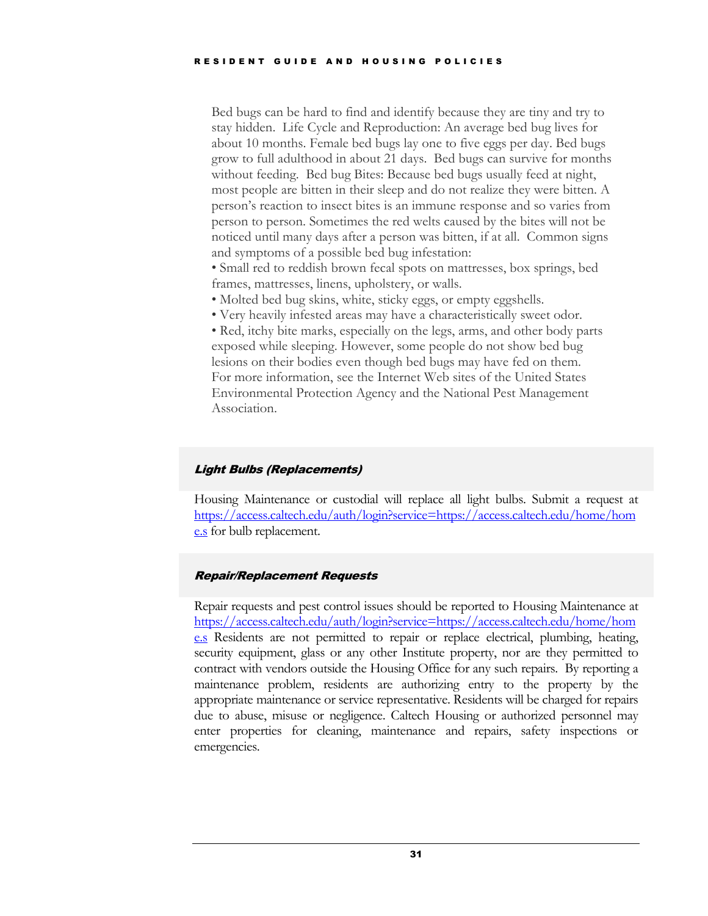Bed bugs can be hard to find and identify because they are tiny and try to stay hidden. Life Cycle and Reproduction: An average bed bug lives for about 10 months. Female bed bugs lay one to five eggs per day. Bed bugs grow to full adulthood in about 21 days. Bed bugs can survive for months without feeding. Bed bug Bites: Because bed bugs usually feed at night, most people are bitten in their sleep and do not realize they were bitten. A person's reaction to insect bites is an immune response and so varies from person to person. Sometimes the red welts caused by the bites will not be noticed until many days after a person was bitten, if at all. Common signs and symptoms of a possible bed bug infestation:

- Small red to reddish brown fecal spots on mattresses, box springs, bed frames, mattresses, linens, upholstery, or walls.
- Molted bed bug skins, white, sticky eggs, or empty eggshells.
- Very heavily infested areas may have a characteristically sweet odor.
- Red, itchy bite marks, especially on the legs, arms, and other body parts exposed while sleeping. However, some people do not show bed bug lesions on their bodies even though bed bugs may have fed on them.

For more information, see the Internet Web sites of the United States Environmental Protection Agency and the National Pest Management Association.

### *Light Bulbs (Replacements)*

Housing Maintenance or custodial will replace all light bulbs. Submit a request at [https://access.caltech.edu/auth/login?service=https://access.caltech.edu/home/home.s](https://access.caltech.edu/auth/login?service=https://access.caltech.edu/home/home.s) for bulb replacement.

### *Repair/Replacement Requests*

Repair requests and pest control issues should be reported to Housing Maintenance at [https://access.caltech.edu/auth/login?service=https://access.caltech.edu/home/home.s](https://access.caltech.edu/auth/login?service=https://access.caltech.edu/home/home.s) Residents are not permitted to repair or replace electrical, plumbing, heating, security equipment, glass or any other Institute property, nor are they permitted to contract with vendors outside the Housing Office for any such repairs. By reporting a maintenance problem, residents are authorizing entry to the property by the appropriate maintenance or service representative. Residents will be charged for repairs due to abuse, misuse or negligence. Caltech Housing or authorized personnel may enter properties for cleaning, maintenance and repairs, safety inspections or emergencies.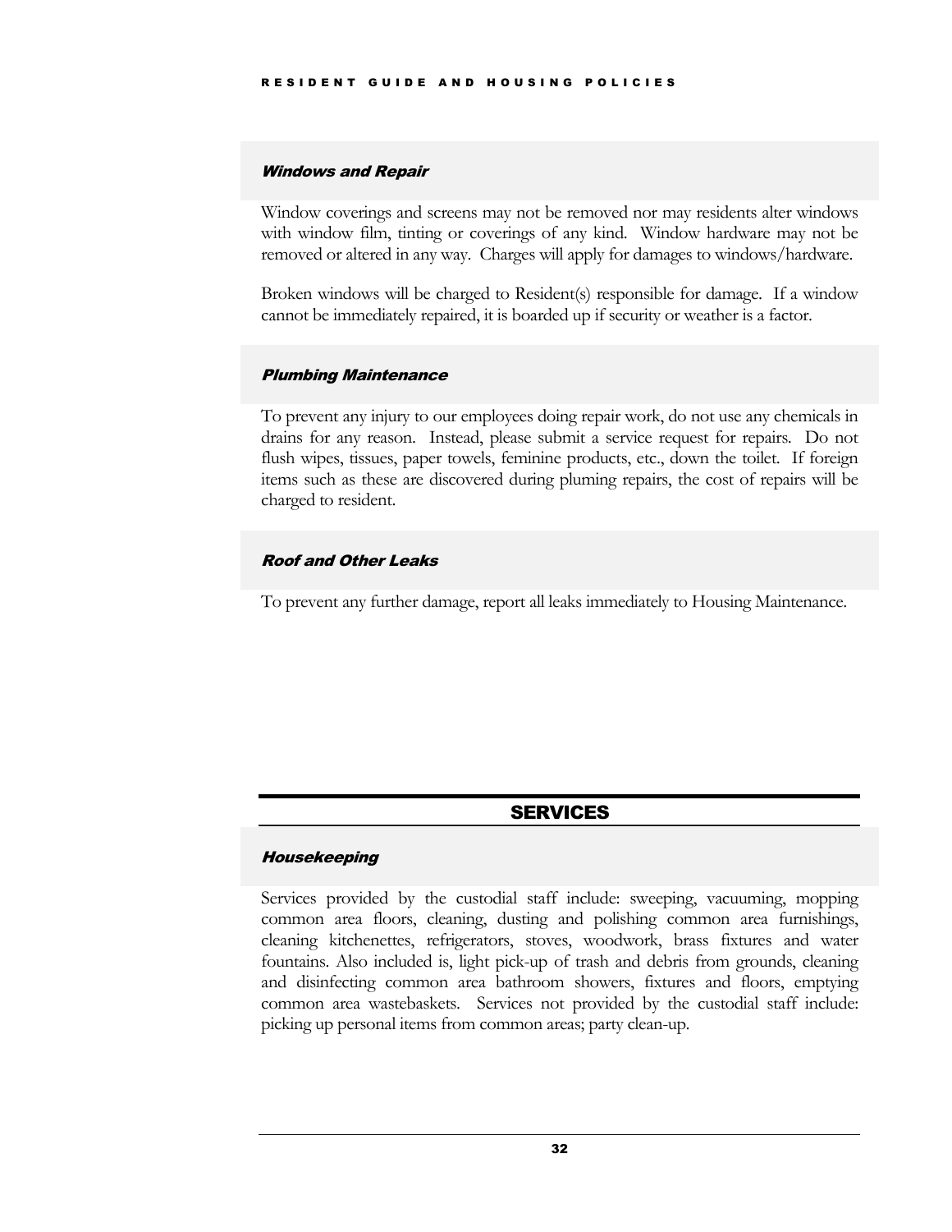### *Windows and Repair*

Window coverings and screens may not be removed nor may residents alter windows with window film, tinting or coverings of any kind. Window hardware may not be removed or altered in any way. Charges will apply for damages to windows/hardware.

Broken windows will be charged to Resident(s) responsible for damage. If a window cannot be immediately repaired, it is boarded up if security or weather is a factor.

### *Plumbing Maintenance*

To prevent any injury to our employees doing repair work, do not use any chemicals in drains for any reason. Instead, please submit a service request for repairs. Do not flush wipes, tissues, paper towels, feminine products, etc., down the toilet. If foreign items such as these are discovered during puming repairs, the cost of repairs will be charged to resident.

### *Roof and Other Leaks*

To prevent any further damage, report all leaks immediately to Housing Maintenance.

## SERVICES

### *Housekeeping*

Services provided by the custodial staff include: sweeping, vacuuming, mopping common area floors, cleaning, dusting and polishing common area furnishings, cleaning kitchenettes, refrigerators, stoves, woodwork, brass fixtures and water fountains. Also included is, light pick-up of trash and debris from grounds, cleaning and disinfecting common area bathroom showers, fixtures and floors, emptying common area wastebaskets. Services not provided by the custodial staff include: picking up personal items from common areas; party clean-up.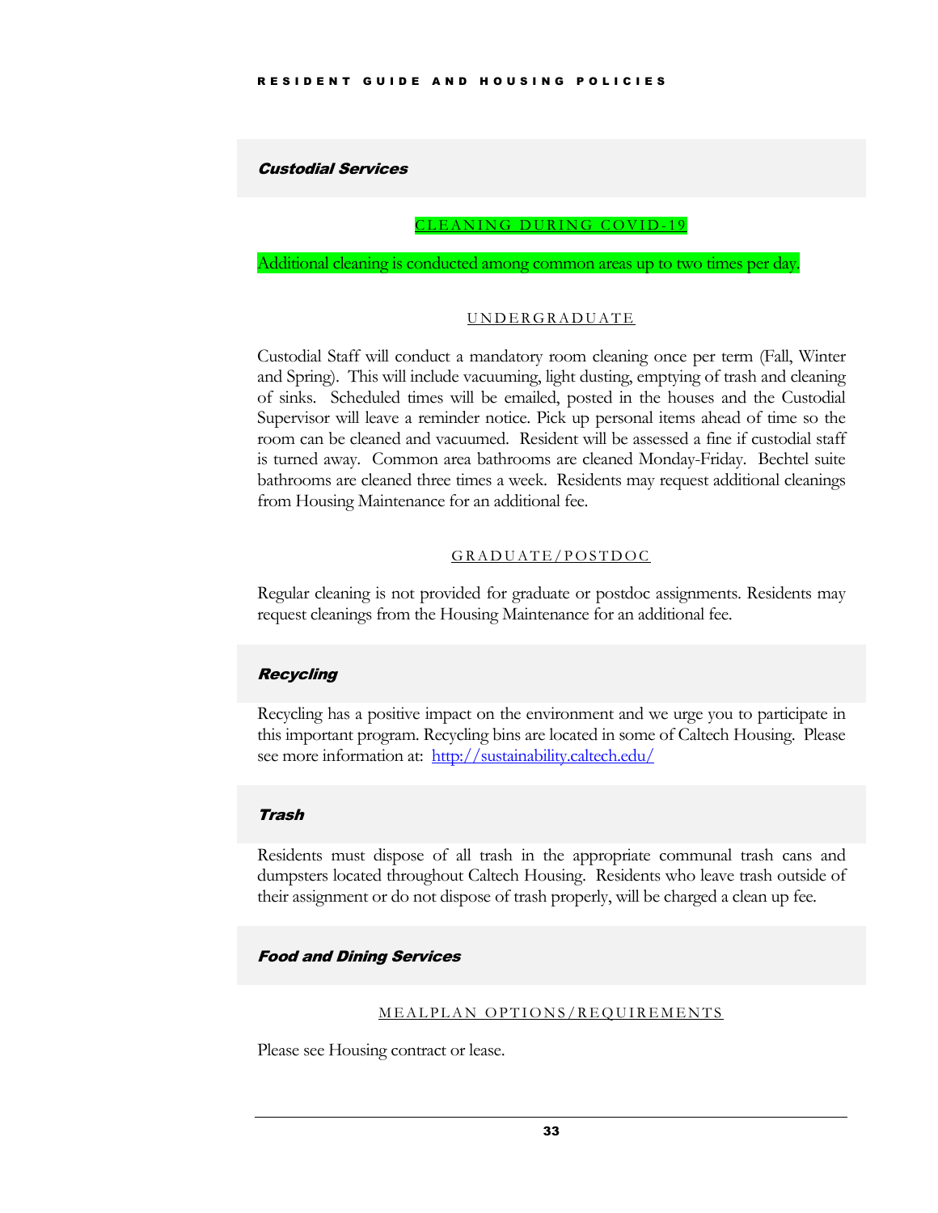## *Custom Services*

### CLEANING DURING COVID-19

Additional cleaning is conducted among common areas up to two times per day.

### UNDERGRADUATE

Custodial Staff will conduct a mandatory room cleaning once per term (Fall, Winter and Spring). This will include vacuuming, light dusting, emptying of trash and cleaning of sinks. Scheduled times will be emailed, posted in the houses and the Custodial Supervisor will leave a reminder notice. Pick up personal items ahead of time so the room can be cleaned and vacuumed. Resident will be assessed a fine if custodial staff is turned away. Common area bathrooms are cleaned Monday-Friday. Bechtel suite bathrooms are cleaned three times a week. Residents may request additional cleanings from Housing Maintenance for an additional fee.

### GRADUATE/POSTDOC

Regular cleaning is not provided for graduate or postdoc assignments. Residents may request cleanings from the Housing Maintenance for an additional fee.

## *Recycling*

Recycling has a positive impact on the environment and we urge you to participate in this important program. Recycling bins are located in some of Caltech Housing. Please see more information at: [http://sustainability.caltech.edu/](http://sustainability.caltech.edu/)

## *Trash*

Residents must dispose of all trash in the appropriate communal trash cans and dumpsters located throughout Caltech Housing. Residents who leave trash outside of their assignment or do not dispose of trash properly, will be charged a clean up fee.

## *Food and Dining Services*

### MEALPLAN OPTIONS/REQUIREMENTS

Please see Housing contract or lease.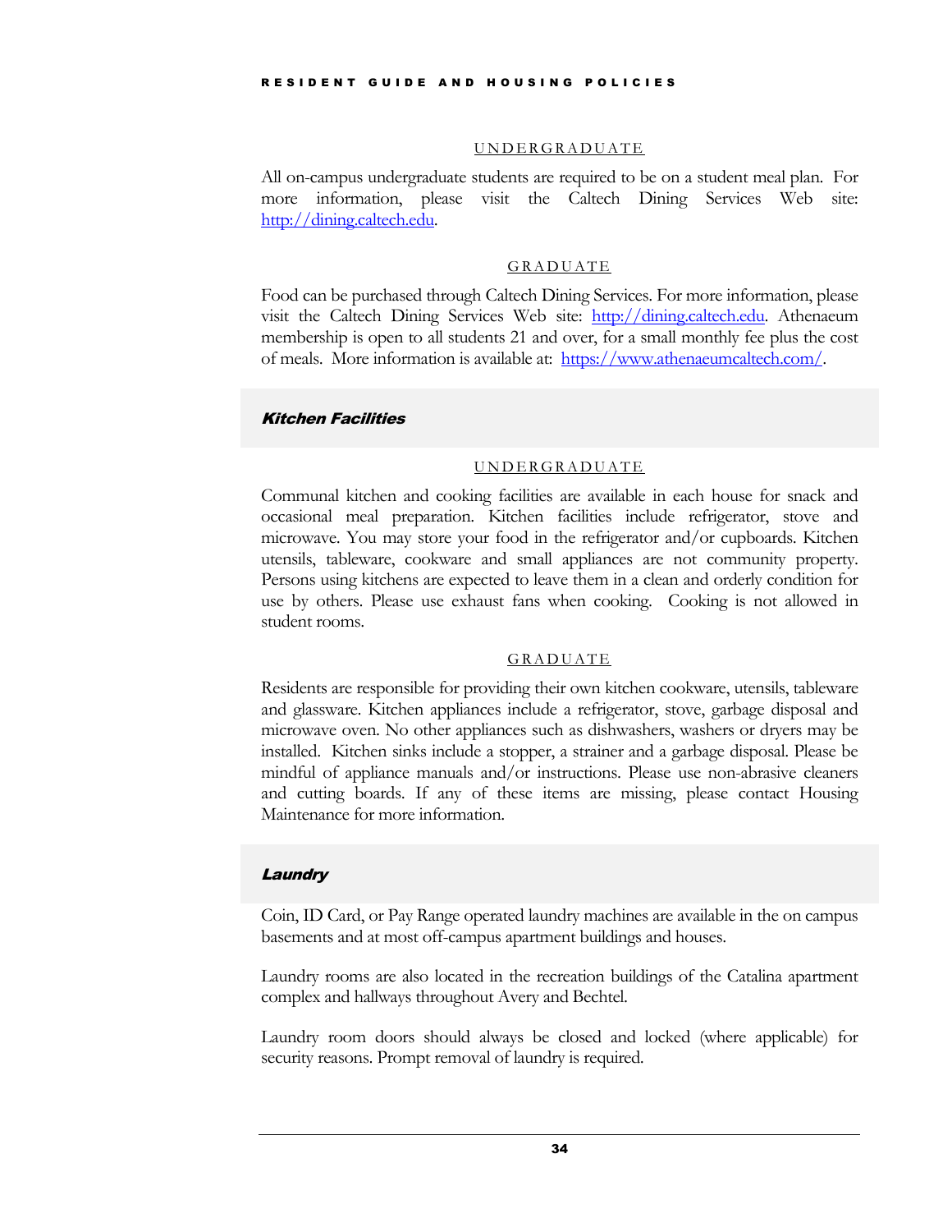#### UNDERGRADUATE

All on-campus undergraduate students are required to be on a student meal plan. For more information, please visit the Caltech Dining Services Web site: http://dining.caltech.edu.

#### GRADUATE

Food can be purchased through Caltech Dining Services. For more information, please visit the Caltech Dining Services Web site: http://dining.caltech.edu. Athenaeum membership is open to all students 21 and over, for a small monthly fee plus the cost of meals. More information is available at: https://www.athenaeumcaltech.com/.

### *Kitchen Facilities*

#### UNDERGRADUATE

Communal kitchen and cooking facilities are available in each house for snack and occasional meal preparation. Kitchen facilities include refrigerator, stove and microwave. You may store your food in the refrigerator and/or cupboards. Kitchen utensils, tableware, cookware and small appliances are not community property. Persons using kitchens are expected to leave them in a clean and orderly condition for use by others. Please use exhaust fans when cooking. Cooking is not allowed in student rooms.

#### GRADUATE

Residents are responsible for providing their own kitchen cookware, utensils, tableware and glassware. Kitchen appliances include a refrigerator, stove, garbage disposal and microwave oven. No other appliances such as dishwashers, washers or dryers may be installed. Kitchen sinks include a stopper, a strainer and a garbage disposal. Please be mindful of appliance manuals and/or instructions. Please use non-abrasive cleaners and cutting boards. If any of these items are missing, please contact Housing Maintenance for more information.

### *Laundry*

Coin, ID Card, or Pay Range operated laundry machines are available in the on campus basements and at most off-campus apartment buildings and houses.

Laundry rooms are also located in the recreation buildings of the Catalina apartment complex and hallways throughout Avery and Bechtel.

Laundry room doors should always be closed and locked (where applicable) for security reasons. Prompt removal of laundry is required.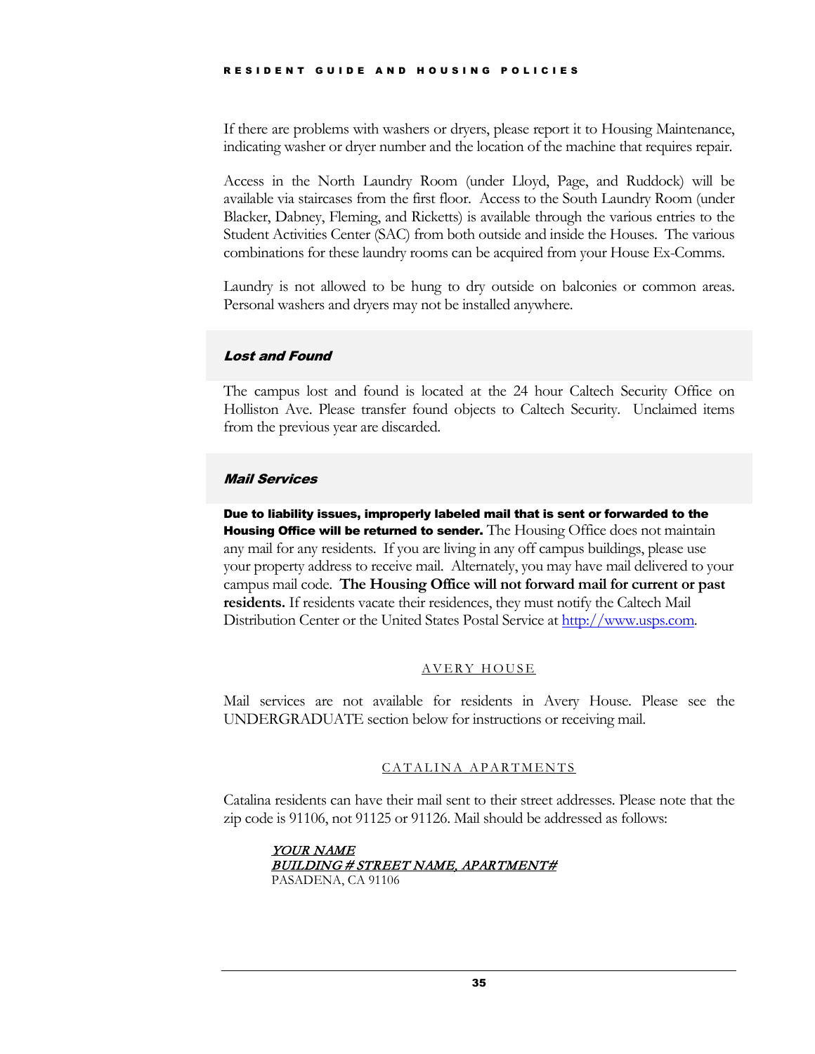If there are problems with washers or dryers, please report it to Housing Maintenance, indicating washer or dryer number and the location of the machine that requires repair.

Access in the North Laundry Room (under Lloyd, Page, and Ruddock) will be available via staircases from the first floor. Access to the South Laundry Room (under Blacker, Dabney, Fleming, and Ricketts) is available through the various entries to the Student Activities Center (SAC) from both outside and inside the Houses. The various combinations for these laundry rooms can be acquired from your House Ex-Comms.

Laundry is not allowed to be hung to dry outside on balconies or common areas. Personal washers and dryers may not be installed anywhere.

### *Lost and Found*

The campus lost and found is located at the 24 hour Caltech Security Office on Holliston Ave. Please transfer found objects to Caltech Security. Unclaimed items from the previous year are discarded.

### *Mail Services*

**Due to liability issues, improperly labeled mail that is sent or forwarded to the Housing Office will be returned to sender.** The Housing Office does not maintain any mail for any residents. If you are living in any off campus buildings, please use your property address to receive mail. Alternately, you may have mail delivered to your campus mail code. **The Housing Office will not forward mail for current or past residents.** If residents vacate their residences, they must notify the Caltech Mail Distribution Center or the United States Postal Service at http://www.usps.com.

#### AVERY HOUSE

Mail services are not available for residents in Avery House. Please see the UNDERGRADUATE section below for instructions or receiving mail.

#### CATALINA APARTMENTS

Catalina residents can have their mail sent to their street addresses. Please note that the zip code is 91106, not 91125 or 91126. Mail should be addressed as follows:

> ***YOUR NAME***
> ***BUILDING # STREET NAME, APARTMENT#***
> PASADENA, CA 91106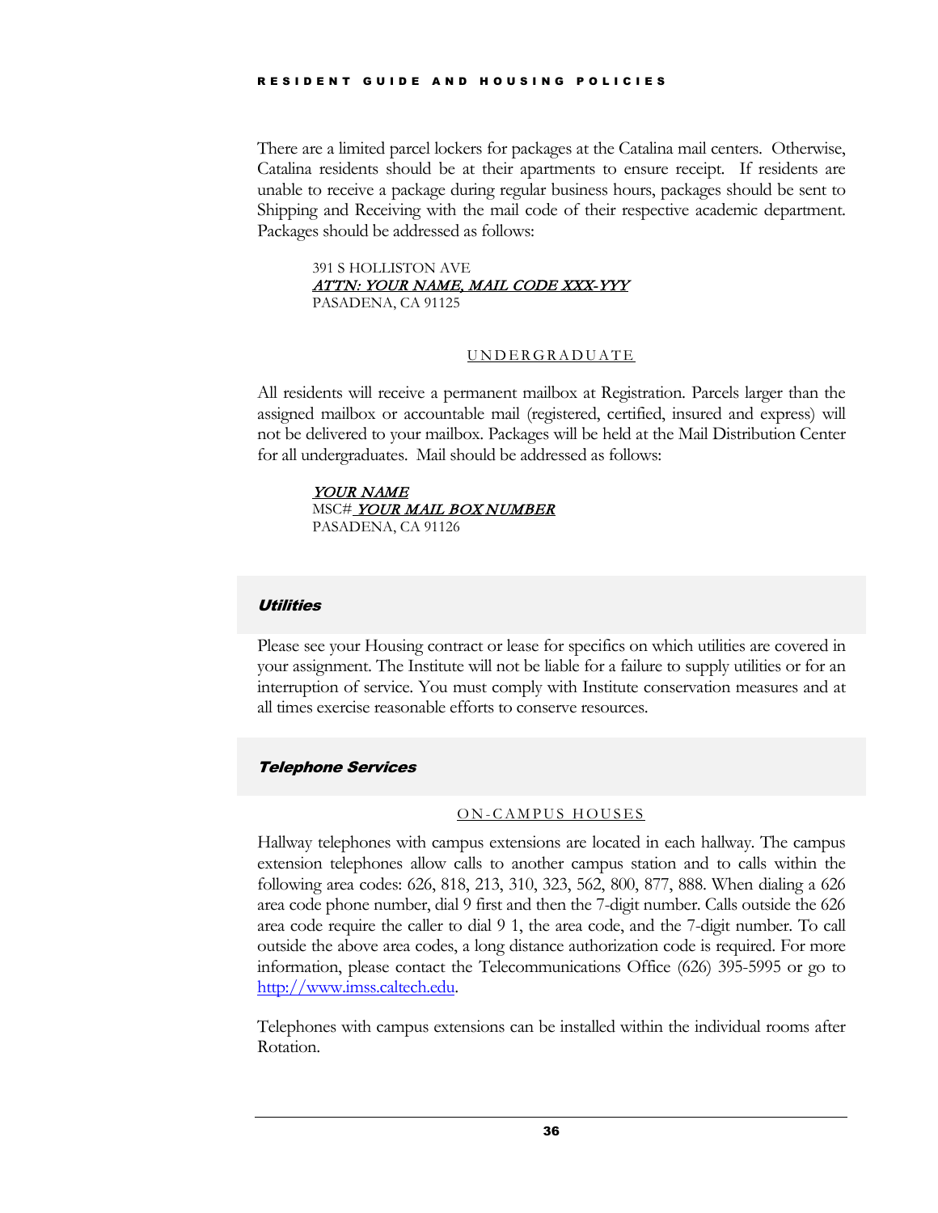There are a limited parcel lockers for packages at the Catalina mail centers. Otherwise, Catalina residents should be at their apartments to ensure receipt. If residents are unable to receive a package during regular business hours, packages should be sent to Shipping and Receiving with the mail code of their respective academic department. Packages should be addressed as follows:

> 391 S HOLLISTON AVE
> ***ATTN: YOUR NAME, MAIL CODE XXX-YYY***
> PASADENA, CA 91125

#### UNDERGRADUATE

All residents will receive a permanent mailbox at Registration. Parcels larger than the assigned mailbox or accountable mail (registered, certified, insured and express) will not be delivered to your mailbox. Packages will be held at the Mail Distribution Center for all undergraduates. Mail should be addressed as follows:

> ***YOUR NAME***
> MSC# ***YOUR MAIL BOX NUMBER***
> PASADENA, CA 91126

### *Utilities*

Please see your Housing contract or lease for specifics on which utilities are covered in your assignment. The Institute will not be liable for a failure to supply utilities or for an interruption of service. You must comply with Institute conservation measures and at all times exercise reasonable efforts to conserve resources.

### *Telephone Services*

#### ON-CAMPUS HOUSES

Hallway telephones with campus extensions are located in each hallway. The campus extension telephones allow calls to another campus station and to calls within the following area codes: 626, 818, 213, 310, 323, 562, 800, 877, 888. When dialing a 626 area code phone number, dial 9 first and then the 7-digit number. Calls outside the 626 area code require the caller to dial 9 1, the area code, and the 7-digit number. To call outside the above area codes, a long distance authorization code is required. For more information, please contact the Telecommunications Office (626) 395-5995 or go to [http://www.imss.caltech.edu](http://www.imss.caltech.edu).

Telephones with campus extensions can be installed within the individual rooms after Rotation.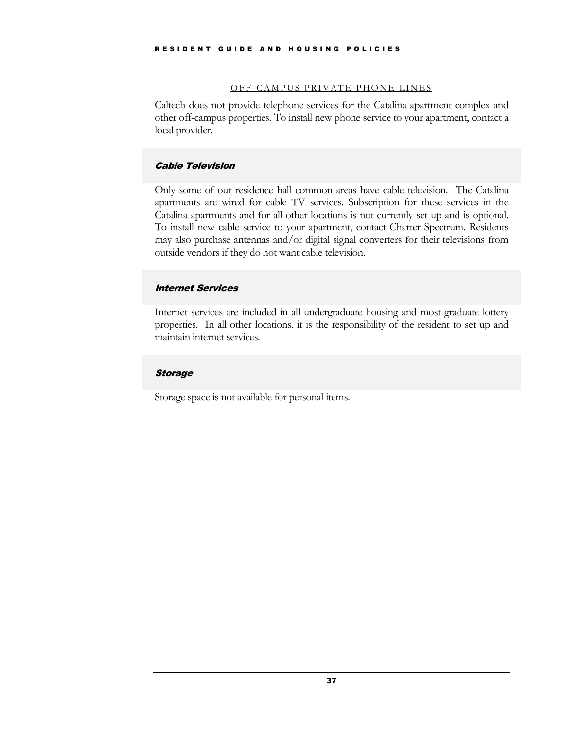#### OFF-CAMPUS PRIVATE PHONE LINES

Caltech does not provide telephone services for the Catalina apartment complex and other off-campus properties. To install new phone service to your apartment, contact a local provider.

### *Cable Television*

Only some of our residence hall common areas have cable television. The Catalina apartments are wired for cable TV services. Subscription for these services in the Catalina apartments and for all other locations is not currently set up and is optional. To install new cable service to your apartment, contact Charter Spectrum. Residents may also purchase antennas and/or digital signal converters for their televisions from outside vendors if they do not want cable television.

### *Internet Services*

Internet services are included in all undergraduate housing and most graduate lottery properties. In all other locations, it is the responsibility of the resident to set up and maintain internet services.

### *Storage*

Storage space is not available for personal items.